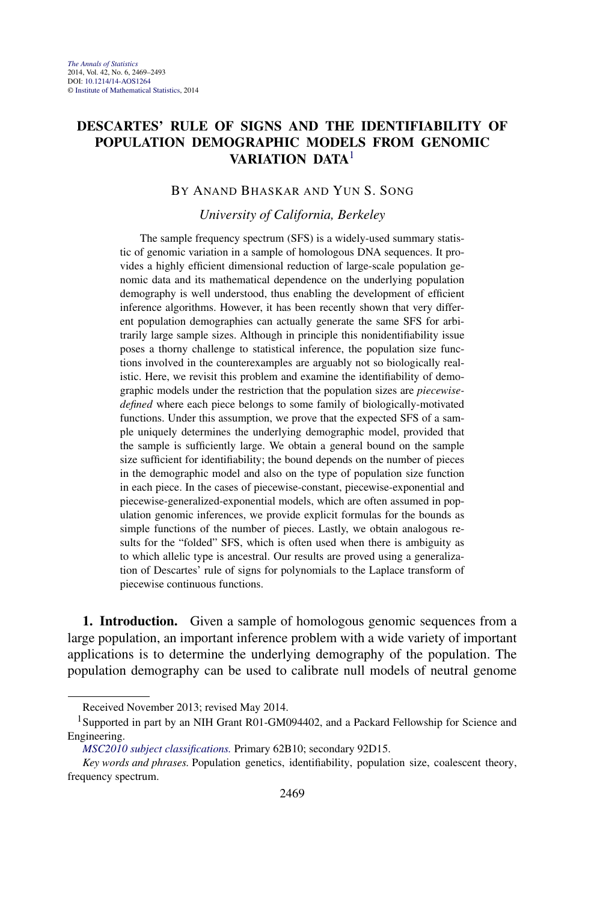# DESCARTES' RULE OF SIGNS AND THE IDENTIFIABILITY OF POPULATION DEMOGRAPHIC MODELS FROM GENOMIC VARIATION DATA[1]

BY ANAND BHASKAR AND YUN S. SONG

*University of California, Berkeley*

The sample frequency spectrum (SFS) is a widely-used summary statistic of genomic variation in a sample of homologous DNA sequences. It provides a highly efficient dimensional reduction of large-scale population genomic data and its mathematical dependence on the underlying population demography is well understood, thus enabling the development of efficient inference algorithms. However, it has been recently shown that very different population demographies can actually generate the same SFS for arbitrarily large sample sizes. Although in principle this nonidentifiability issue poses a thorny challenge to statistical inference, the population size functions involved in the counterexamples are arguably not so biologically realistic. Here, we revisit this problem and examine the identifiability of demographic models under the restriction that the population sizes are *piecewise-defined* where each piece belongs to some family of biologically-motivated functions. Under this assumption, we prove that the expected SFS of a sample uniquely determines the underlying demographic model, provided that the sample is sufficiently large. We obtain a general bound on the sample size sufficient for identifiability; the bound depends on the number of pieces in the demographic model and also on the type of population size function in each piece. In the cases of piecewise-constant, piecewise-exponential and piecewise-generalized-exponential models, which are often assumed in population genomic inferences, we provide explicit formulas for the bounds as simple functions of the number of pieces. Lastly, we obtain analogous results for the "folded" SFS, which is often used when there is ambiguity as to which allelic type is ancestral. Our results are proved using a generalization of Descartes' rule of signs for polynomials to the Laplace transform of piecewise continuous functions.

**1. Introduction.** Given a sample of homologous genomic sequences from a large population, an important inference problem with a wide variety of important applications is to determine the underlying demography of the population. The population demography can be used to calibrate null models of neutral genome

---

Received November 2013; revised May 2014.

[1] Supported in part by an NIH Grant R01-GM094402, and a Packard Fellowship for Science and Engineering.

*MSC2010 subject classifications.* Primary 62B10; secondary 92D15.

*Key words and phrases.* Population genetics, identifiability, population size, coalescent theory, frequency spectrum.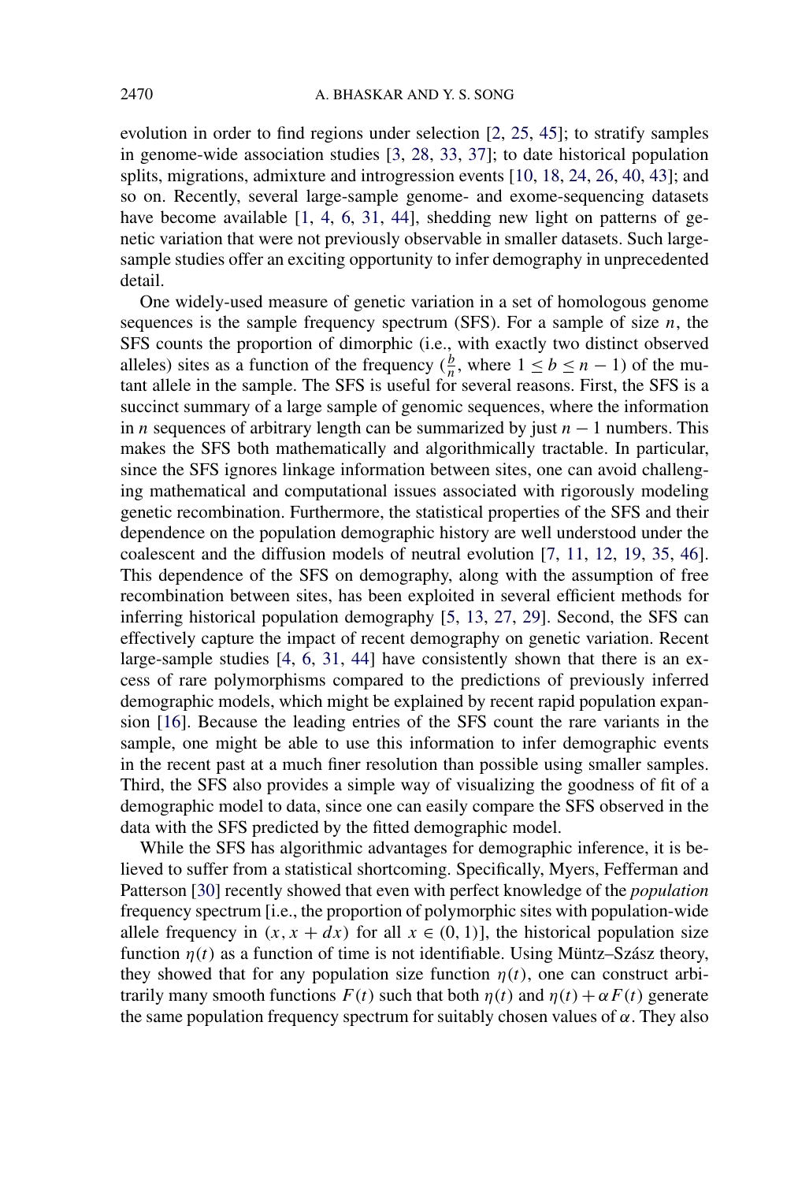evolution in order to find regions under selection [2, 25, 45]; to stratify samples in genome-wide association studies [3, 28, 33, 37]; to date historical population splits, migrations, admixture and introgression events [10, 18, 24, 26, 40, 43]; and so on. Recently, several large-sample genome- and exome-sequencing datasets have become available [1, 4, 6, 31, 44], shedding new light on patterns of genetic variation that were not previously observable in smaller datasets. Such large-sample studies offer an exciting opportunity to infer demography in unprecedented detail.

One widely-used measure of genetic variation in a set of homologous genome sequences is the sample frequency spectrum (SFS). For a sample of size $n$, the SFS counts the proportion of dimorphic (i.e., with exactly two distinct observed alleles) sites as a function of the frequency ($\frac{b}{n}$, where $1 \le b \le n-1$) of the mutant allele in the sample. The SFS is useful for several reasons. First, the SFS is a succinct summary of a large sample of genomic sequences, where the information in $n$ sequences of arbitrary length can be summarized by just $n-1$ numbers. This makes the SFS both mathematically and algorithmically tractable. In particular, since the SFS ignores linkage information between sites, one can avoid challenging mathematical and computational issues associated with rigorously modeling genetic recombination. Furthermore, the statistical properties of the SFS and their dependence on the population demographic history are well understood under the coalescent and the diffusion models of neutral evolution [7, 11, 12, 19, 35, 46]. This dependence of the SFS on demography, along with the assumption of free recombination between sites, has been exploited in several efficient methods for inferring historical population demography [5, 13, 27, 29]. Second, the SFS can effectively capture the impact of recent demography on genetic variation. Recent large-sample studies [4, 6, 31, 44] have consistently shown that there is an excess of rare polymorphisms compared to the predictions of previously inferred demographic models, which might be explained by recent rapid population expansion [16]. Because the leading entries of the SFS count the rare variants in the sample, one might be able to use this information to infer demographic events in the recent past at a much finer resolution than possible using smaller samples. Third, the SFS also provides a simple way of visualizing the goodness of fit of a demographic model to data, since one can easily compare the SFS observed in the data with the SFS predicted by the fitted demographic model.

While the SFS has algorithmic advantages for demographic inference, it is believed to suffer from a statistical shortcoming. Specifically, Myers, Fefferman and Patterson [30] recently showed that even with perfect knowledge of the *population* frequency spectrum [i.e., the proportion of polymorphic sites with population-wide allele frequency in $(x, x+dx)$ for all $x \in (0,1)$], the historical population size function $\eta(t)$ as a function of time is not identifiable. Using Müntz–Szász theory, they showed that for any population size function $\eta(t)$, one can construct arbitrarily many smooth functions $F(t)$ such that both $\eta(t)$ and $\eta(t) + \alpha F(t)$ generate the same population frequency spectrum for suitably chosen values of $\alpha$. They also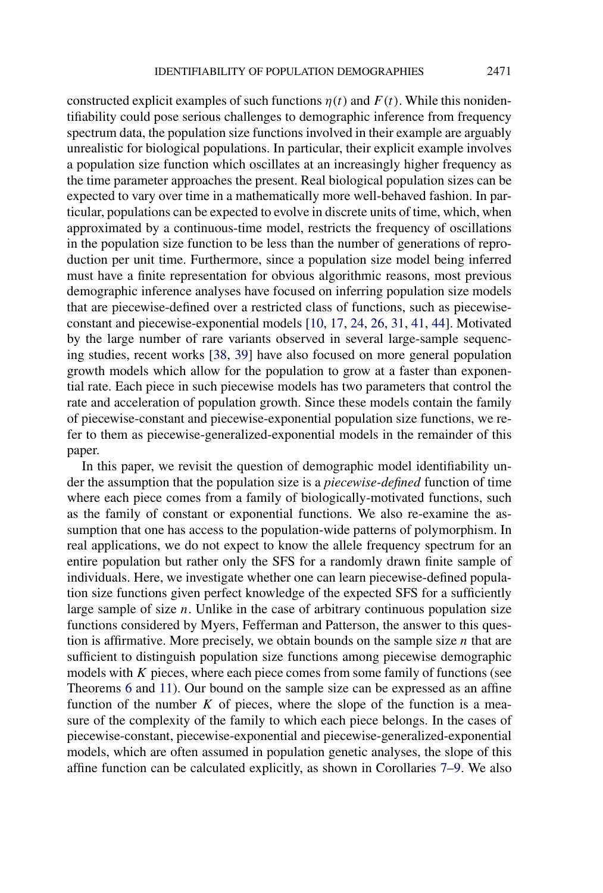constructed explicit examples of such functions $\eta(t)$ and $F(t)$. While this nonidentifiability could pose serious challenges to demographic inference from frequency spectrum data, the population size functions involved in their example are arguably unrealistic for biological populations. In particular, their explicit example involves a population size function which oscillates at an increasingly higher frequency as the time parameter approaches the present. Real biological population sizes can be expected to vary over time in a mathematically more well-behaved fashion. In particular, populations can be expected to evolve in discrete units of time, which, when approximated by a continuous-time model, restricts the frequency of oscillations in the population size function to be less than the number of generations of reproduction per unit time. Furthermore, since a population size model being inferred must have a finite representation for obvious algorithmic reasons, most previous demographic inference analyses have focused on inferring population size models that are piecewise-defined over a restricted class of functions, such as piecewise-constant and piecewise-exponential models [10, 17, 24, 26, 31, 41, 44]. Motivated by the large number of rare variants observed in several large-sample sequencing studies, recent works [38, 39] have also focused on more general population growth models which allow for the population to grow at a faster than exponential rate. Each piece in such piecewise models has two parameters that control the rate and acceleration of population growth. Since these models contain the family of piecewise-constant and piecewise-exponential population size functions, we refer to them as piecewise-generalized-exponential models in the remainder of this paper.

In this paper, we revisit the question of demographic model identifiability under the assumption that the population size is a *piecewise-defined* function of time where each piece comes from a family of biologically-motivated functions, such as the family of constant or exponential functions. We also re-examine the assumption that one has access to the population-wide patterns of polymorphism. In real applications, we do not expect to know the allele frequency spectrum for an entire population but rather only the SFS for a randomly drawn finite sample of individuals. Here, we investigate whether one can learn piecewise-defined population size functions given perfect knowledge of the expected SFS for a sufficiently large sample of size $n$. Unlike in the case of arbitrary continuous population size functions considered by Myers, Fefferman and Patterson, the answer to this question is affirmative. More precisely, we obtain bounds on the sample size $n$ that are sufficient to distinguish population size functions among piecewise demographic models with $K$ pieces, where each piece comes from some family of functions (see Theorems 6 and 11). Our bound on the sample size can be expressed as an affine function of the number $K$ of pieces, where the slope of the function is a measure of the complexity of the family to which each piece belongs. In the cases of piecewise-constant, piecewise-exponential and piecewise-generalized-exponential models, which are often assumed in population genetic analyses, the slope of this affine function can be calculated explicitly, as shown in Corollaries 7–9. We also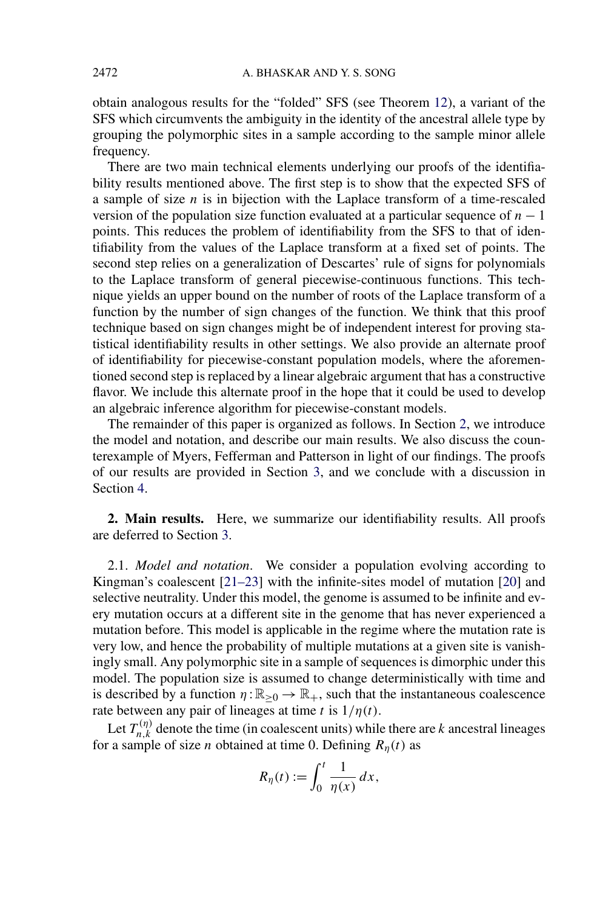obtain analogous results for the "folded" SFS (see Theorem 12), a variant of the SFS which circumvents the ambiguity in the identity of the ancestral allele type by grouping the polymorphic sites in a sample according to the sample minor allele frequency.

There are two main technical elements underlying our proofs of the identifiability results mentioned above. The first step is to show that the expected SFS of a sample of size $n$ is in bijection with the Laplace transform of a time-rescaled version of the population size function evaluated at a particular sequence of $n-1$ points. This reduces the problem of identifiability from the SFS to that of identifiability from the values of the Laplace transform at a fixed set of points. The second step relies on a generalization of Descartes' rule of signs for polynomials to the Laplace transform of general piecewise-continuous functions. This technique yields an upper bound on the number of roots of the Laplace transform of a function by the number of sign changes of the function. We think that this proof technique based on sign changes might be of independent interest for proving statistical identifiability results in other settings. We also provide an alternate proof of identifiability for piecewise-constant population models, where the aforementioned second step is replaced by a linear algebraic argument that has a constructive flavor. We include this alternate proof in the hope that it could be used to develop an algebraic inference algorithm for piecewise-constant models.

The remainder of this paper is organized as follows. In Section 2, we introduce the model and notation, and describe our main results. We also discuss the counterexample of Myers, Fefferman and Patterson in light of our findings. The proofs of our results are provided in Section 3, and we conclude with a discussion in Section 4.

## 2. Main results.

Here, we summarize our identifiability results. All proofs are deferred to Section 3.

### 2.1. *Model and notation*.

We consider a population evolving according to Kingman's coalescent [21–23] with the infinite-sites model of mutation [20] and selective neutrality. Under this model, the genome is assumed to be infinite and every mutation occurs at a different site in the genome that has never experienced a mutation before. This model is applicable in the regime where the mutation rate is very low, and hence the probability of multiple mutations at a given site is vanishingly small. Any polymorphic site in a sample of sequences is dimorphic under this model. The population size is assumed to change deterministically with time and is described by a function $\eta : \mathbb{R}_{\geq 0} \to \mathbb{R}_{+}$, such that the instantaneous coalescence rate between any pair of lineages at time $t$ is $1/\eta(t)$.

Let $T_{n,k}^{(\eta)}$ denote the time (in coalescent units) while there are $k$ ancestral lineages for a sample of size $n$ obtained at time 0. Defining $R_{\eta}(t)$ as

$$R_{\eta}(t) := \int_{0}^{t} \frac{1}{\eta(x)}\, dx,$$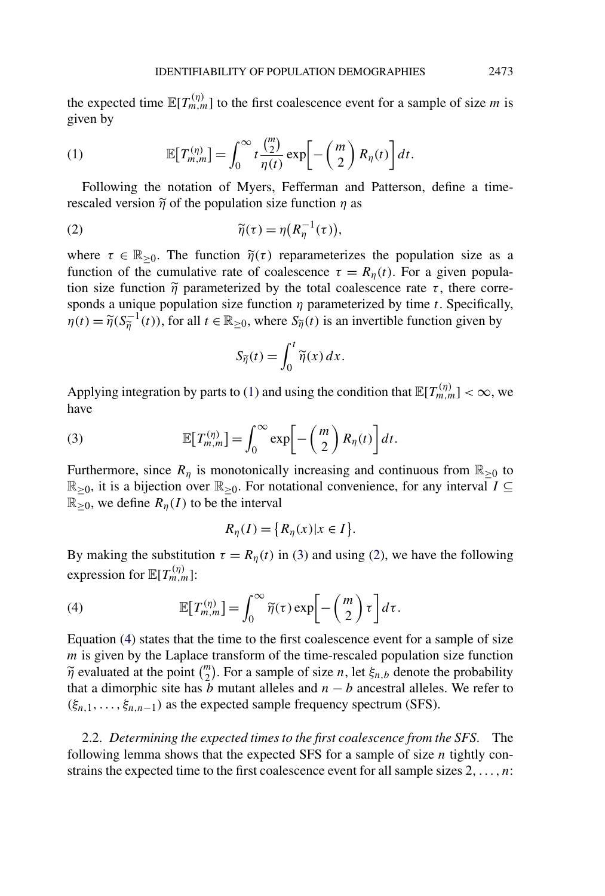the expected time $\mathbb{E}[T_{m,m}^{(\eta)}]$ to the first coalescence event for a sample of size $m$ is given by

$$\mathbb{E}\big[T_{m,m}^{(\eta)}\big] = \int_0^\infty t \frac{\binom{m}{2}}{\eta(t)} \exp\biggl[-\binom{m}{2} R_\eta(t)\biggr] dt. \tag{1}$$

Following the notation of Myers, Fefferman and Patterson, define a time-rescaled version $\widetilde{\eta}$ of the population size function $\eta$ as

$$\widetilde{\eta}(\tau) = \eta\big(R_\eta^{-1}(\tau)\big), \tag{2}$$

where $\tau \in \mathbb{R}_{\geq 0}$. The function $\widetilde{\eta}(\tau)$ reparameterizes the population size as a function of the cumulative rate of coalescence $\tau = R_\eta(t)$. For a given population size function $\widetilde{\eta}$ parameterized by the total coalescence rate $\tau$, there corresponds a unique population size function $\eta$ parameterized by time $t$. Specifically, $\eta(t) = \widetilde{\eta}(S_{\widetilde{\eta}}^{-1}(t))$, for all $t \in \mathbb{R}_{\geq 0}$, where $S_{\widetilde{\eta}}(t)$ is an invertible function given by

$$S_{\widetilde{\eta}}(t) = \int_0^t \widetilde{\eta}(x)\, dx.$$

Applying integration by parts to (1) and using the condition that $\mathbb{E}[T_{m,m}^{(\eta)}] < \infty$, we have

$$\mathbb{E}\big[T_{m,m}^{(\eta)}\big] = \int_0^\infty \exp\biggl[-\binom{m}{2} R_\eta(t)\biggr] dt. \tag{3}$$

Furthermore, since $R_\eta$ is monotonically increasing and continuous from $\mathbb{R}_{\geq 0}$ to $\mathbb{R}_{\geq 0}$, it is a bijection over $\mathbb{R}_{\geq 0}$. For notational convenience, for any interval $I \subseteq \mathbb{R}_{\geq 0}$, we define $R_\eta(I)$ to be the interval

$$R_\eta(I) = \big\{R_\eta(x) | x \in I\big\}.$$

By making the substitution $\tau = R_\eta(t)$ in (3) and using (2), we have the following expression for $\mathbb{E}[T_{m,m}^{(\eta)}]$:

$$\mathbb{E}\big[T_{m,m}^{(\eta)}\big] = \int_0^\infty \widetilde{\eta}(\tau) \exp\biggl[-\binom{m}{2} \tau\biggr] d\tau. \tag{4}$$

Equation (4) states that the time to the first coalescence event for a sample of size $m$ is given by the Laplace transform of the time-rescaled population size function $\widetilde{\eta}$ evaluated at the point $\binom{m}{2}$. For a sample of size $n$, let $\xi_{n,b}$ denote the probability that a dimorphic site has $b$ mutant alleles and $n - b$ ancestral alleles. We refer to $(\xi_{n,1}, \ldots, \xi_{n,n-1})$ as the expected sample frequency spectrum (SFS).

2.2. *Determining the expected times to the first coalescence from the SFS.* The following lemma shows that the expected SFS for a sample of size $n$ tightly constrains the expected time to the first coalescence event for all sample sizes $2, \ldots, n$: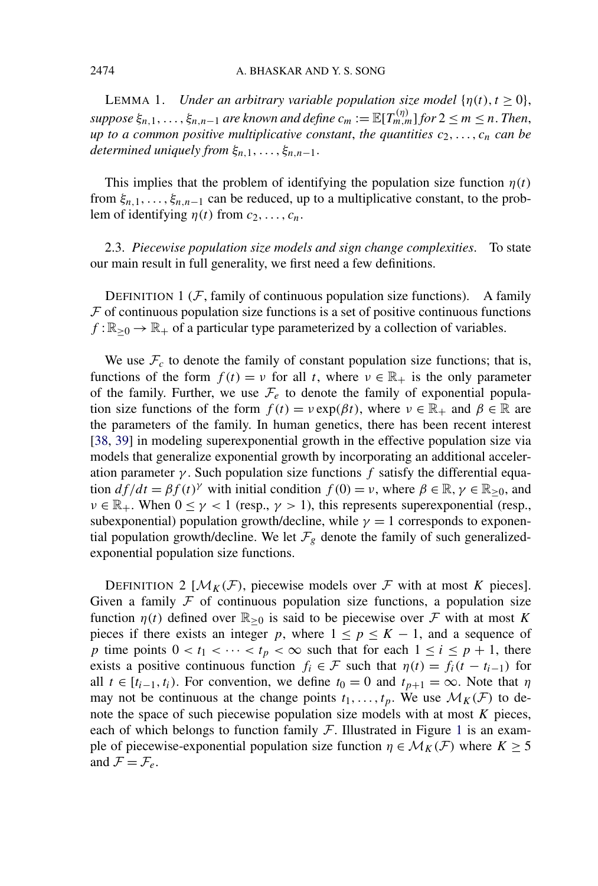LEMMA 1. *Under an arbitrary variable population size model* $\{\eta(t), t \geq 0\}$, *suppose* $\xi_{n,1}, \ldots, \xi_{n,n-1}$ *are known and define* $c_m := \mathbb{E}[T_{m,m}^{(\eta)}]$ *for* $2 \leq m \leq n$. *Then, up to a common positive multiplicative constant, the quantities* $c_2, \ldots, c_n$ *can be determined uniquely from* $\xi_{n,1}, \ldots, \xi_{n,n-1}$.

This implies that the problem of identifying the population size function $\eta(t)$ from $\xi_{n,1}, \ldots, \xi_{n,n-1}$ can be reduced, up to a multiplicative constant, to the problem of identifying $\eta(t)$ from $c_2, \ldots, c_n$.

### 2.3. *Piecewise population size models and sign change complexities*.

To state our main result in full generality, we first need a few definitions.

DEFINITION 1 ($\mathcal{F}$, family of continuous population size functions). A family $\mathcal{F}$ of continuous population size functions is a set of positive continuous functions $f : \mathbb{R}_{\geq 0} \to \mathbb{R}_+$ of a particular type parameterized by a collection of variables.

We use $\mathcal{F}_c$ to denote the family of constant population size functions; that is, functions of the form $f(t) = \nu$ for all $t$, where $\nu \in \mathbb{R}_+$ is the only parameter of the family. Further, we use $\mathcal{F}_e$ to denote the family of exponential population size functions of the form $f(t) = \nu \exp(\beta t)$, where $\nu \in \mathbb{R}_+$ and $\beta \in \mathbb{R}$ are the parameters of the family. In human genetics, there has been recent interest [38, 39] in modeling superexponential growth in the effective population size via models that generalize exponential growth by incorporating an additional acceleration parameter $\gamma$. Such population size functions $f$ satisfy the differential equation $df/dt = \beta f(t)^{\gamma}$ with initial condition $f(0) = \nu$, where $\beta \in \mathbb{R}$, $\gamma \in \mathbb{R}_{\geq 0}$, and $\nu \in \mathbb{R}_+$. When $0 \leq \gamma < 1$ (resp., $\gamma > 1$), this represents superexponential (resp., subexponential) population growth/decline, while $\gamma = 1$ corresponds to exponential population growth/decline. We let $\mathcal{F}_g$ denote the family of such generalized-exponential population size functions.

DEFINITION 2 [$\mathcal{M}_K(\mathcal{F})$, piecewise models over $\mathcal{F}$ with at most $K$ pieces]. Given a family $\mathcal{F}$ of continuous population size functions, a population size function $\eta(t)$ defined over $\mathbb{R}_{\geq 0}$ is said to be piecewise over $\mathcal{F}$ with at most $K$ pieces if there exists an integer $p$, where $1 \leq p \leq K - 1$, and a sequence of $p$ time points $0 < t_1 < \cdots < t_p < \infty$ such that for each $1 \leq i \leq p + 1$, there exists a positive continuous function $f_i \in \mathcal{F}$ such that $\eta(t) = f_i(t - t_{i-1})$ for all $t \in [t_{i-1}, t_i)$. For convention, we define $t_0 = 0$ and $t_{p+1} = \infty$. Note that $\eta$ may not be continuous at the change points $t_1, \ldots, t_p$. We use $\mathcal{M}_K(\mathcal{F})$ to denote the space of such piecewise population size models with at most $K$ pieces, each of which belongs to function family $\mathcal{F}$. Illustrated in Figure 1 is an example of piecewise-exponential population size function $\eta \in \mathcal{M}_K(\mathcal{F})$ where $K \geq 5$ and $\mathcal{F} = \mathcal{F}_e$.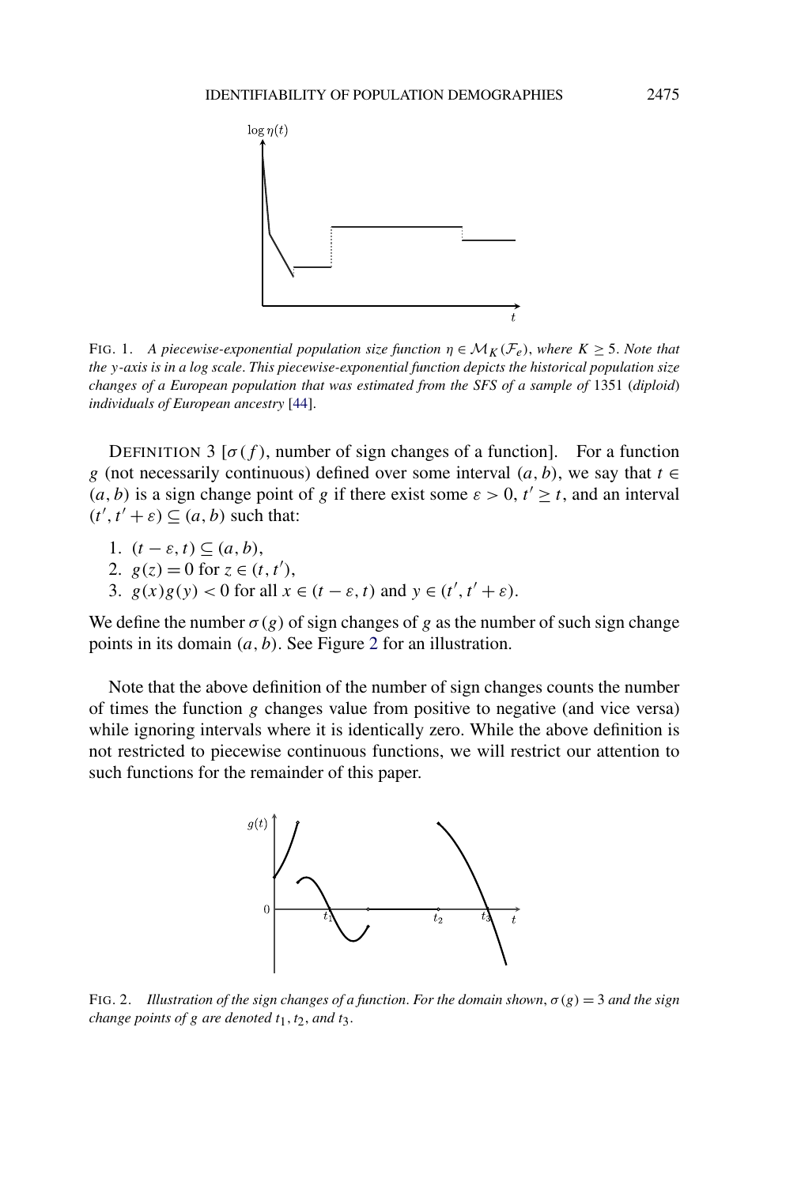$\log \eta(t)$

$t$

FIG. 1. *A piecewise-exponential population size function $\eta \in \mathcal{M}_K(\mathcal{F}_e)$, where $K \geq 5$. Note that the y-axis is in a log scale. This piecewise-exponential function depicts the historical population size changes of a European population that was estimated from the SFS of a sample of* 1351 (*diploid*) *individuals of European ancestry* [44].

DEFINITION 3 [$\sigma(f)$, number of sign changes of a function]. For a function $g$ (not necessarily continuous) defined over some interval $(a, b)$, we say that $t \in (a, b)$ is a sign change point of $g$ if there exist some $\varepsilon > 0$, $t' \geq t$, and an interval $(t', t' + \varepsilon) \subseteq (a, b)$ such that:

1. $(t - \varepsilon, t) \subseteq (a, b)$,
2. $g(z) = 0$ for $z \in (t, t')$,
3. $g(x)g(y) < 0$ for all $x \in (t - \varepsilon, t)$ and $y \in (t', t' + \varepsilon)$.

We define the number $\sigma(g)$ of sign changes of $g$ as the number of such sign change points in its domain $(a, b)$. See Figure 2 for an illustration.

Note that the above definition of the number of sign changes counts the number of times the function $g$ changes value from positive to negative (and vice versa) while ignoring intervals where it is identically zero. While the above definition is not restricted to piecewise continuous functions, we will restrict our attention to such functions for the remainder of this paper.

$g(t)$

0

$t_1$ $t_2$ $t_3$ $t$

FIG. 2. *Illustration of the sign changes of a function. For the domain shown, $\sigma(g) = 3$ and the sign change points of $g$ are denoted $t_1$, $t_2$, and $t_3$.*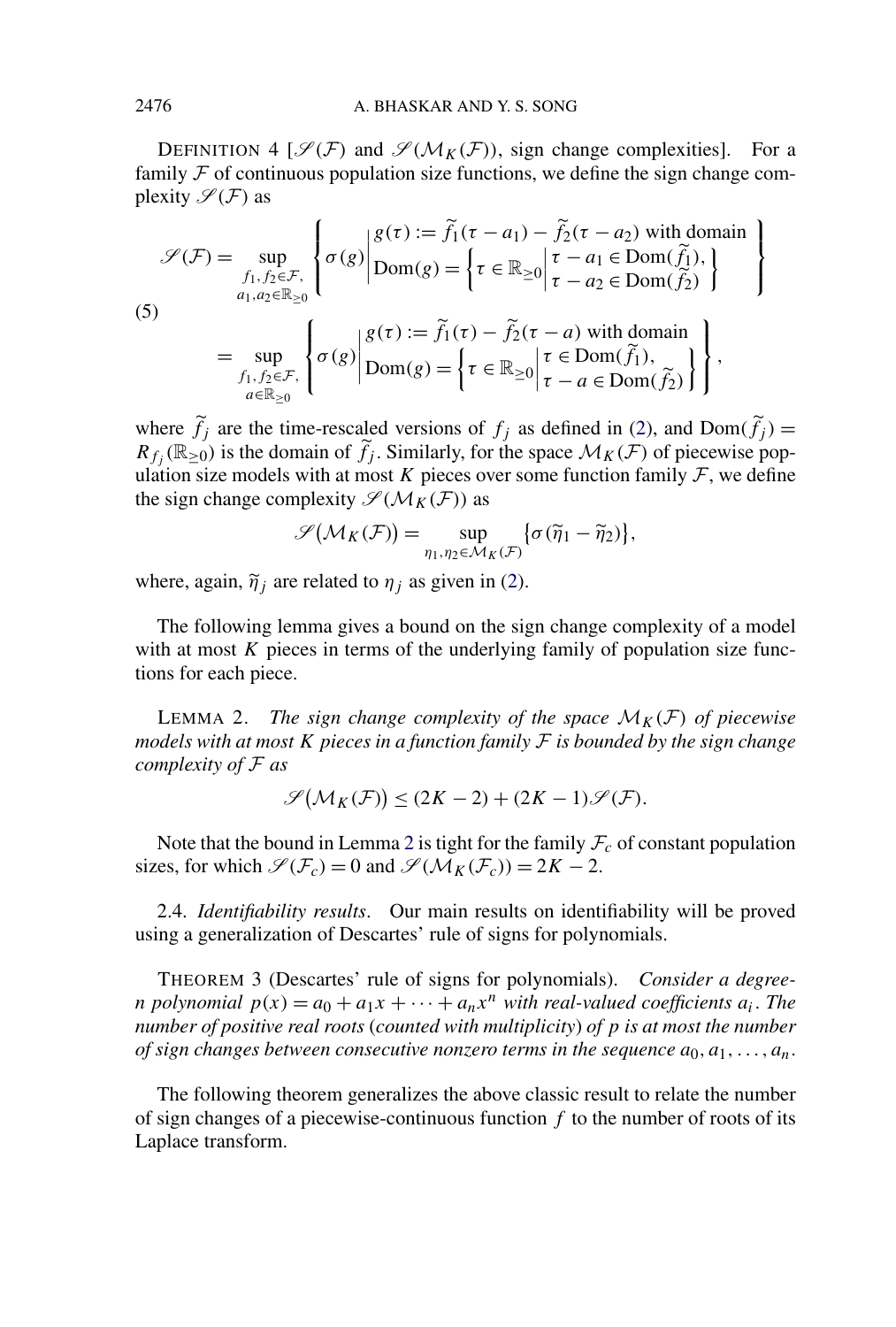DEFINITION 4 [$\mathscr{S}(\mathcal{F})$ and $\mathscr{S}(\mathcal{M}_K(\mathcal{F}))$, sign change complexities]. For a family $\mathcal{F}$ of continuous population size functions, we define the sign change complexity $\mathscr{S}(\mathcal{F})$ as

$$
\begin{aligned}
\mathscr{S}(\mathcal{F}) &= \sup_{\substack{f_1, f_2 \in \mathcal{F}, \\ a_1, a_2 \in \mathbb{R}_{\geq 0}}} \left\{ \sigma(g) \,\middle|\, \begin{array}{l} g(\tau) := \widetilde{f}_1(\tau - a_1) - \widetilde{f}_2(\tau - a_2) \text{ with domain} \\ \mathrm{Dom}(g) = \left\{ \tau \in \mathbb{R}_{\geq 0} \,\middle|\, \begin{array}{l} \tau - a_1 \in \mathrm{Dom}(\widetilde{f}_1), \\ \tau - a_2 \in \mathrm{Dom}(\widetilde{f}_2) \end{array} \right\} \end{array} \right\} \\
&= \sup_{\substack{f_1, f_2 \in \mathcal{F}, \\ a \in \mathbb{R}_{\geq 0}}} \left\{ \sigma(g) \,\middle|\, \begin{array}{l} g(\tau) := \widetilde{f}_1(\tau) - \widetilde{f}_2(\tau - a) \text{ with domain} \\ \mathrm{Dom}(g) = \left\{ \tau \in \mathbb{R}_{\geq 0} \,\middle|\, \begin{array}{l} \tau \in \mathrm{Dom}(\widetilde{f}_1), \\ \tau - a \in \mathrm{Dom}(\widetilde{f}_2) \end{array} \right\} \end{array} \right\},
\end{aligned}
\tag{5}
$$

where $\widetilde{f}_j$ are the time-rescaled versions of $f_j$ as defined in (2), and $\mathrm{Dom}(\widetilde{f}_j) = R_{f_j}(\mathbb{R}_{\geq 0})$ is the domain of $\widetilde{f}_j$. Similarly, for the space $\mathcal{M}_K(\mathcal{F})$ of piecewise population size models with at most $K$ pieces over some function family $\mathcal{F}$, we define the sign change complexity $\mathscr{S}(\mathcal{M}_K(\mathcal{F}))$ as

$$
\mathscr{S}(\mathcal{M}_K(\mathcal{F})) = \sup_{\eta_1, \eta_2 \in \mathcal{M}_K(\mathcal{F})} \{\sigma(\widetilde{\eta}_1 - \widetilde{\eta}_2)\},
$$

where, again, $\widetilde{\eta}_j$ are related to $\eta_j$ as given in (2).

The following lemma gives a bound on the sign change complexity of a model with at most $K$ pieces in terms of the underlying family of population size functions for each piece.

LEMMA 2. *The sign change complexity of the space $\mathcal{M}_K(\mathcal{F})$ of piecewise models with at most $K$ pieces in a function family $\mathcal{F}$ is bounded by the sign change complexity of $\mathcal{F}$ as*

$$
\mathscr{S}(\mathcal{M}_K(\mathcal{F})) \leq (2K - 2) + (2K - 1)\mathscr{S}(\mathcal{F}).
$$

Note that the bound in Lemma 2 is tight for the family $\mathcal{F}_c$ of constant population sizes, for which $\mathscr{S}(\mathcal{F}_c) = 0$ and $\mathscr{S}(\mathcal{M}_K(\mathcal{F}_c)) = 2K - 2$.

2.4. *Identifiability results*. Our main results on identifiability will be proved using a generalization of Descartes' rule of signs for polynomials.

THEOREM 3 (Descartes' rule of signs for polynomials). *Consider a degree-$n$ polynomial $p(x) = a_0 + a_1 x + \cdots + a_n x^n$ with real-valued coefficients $a_i$. The number of positive real roots* (*counted with multiplicity*) *of $p$ is at most the number of sign changes between consecutive nonzero terms in the sequence $a_0, a_1, \ldots, a_n$.*

The following theorem generalizes the above classic result to relate the number of sign changes of a piecewise-continuous function $f$ to the number of roots of its Laplace transform.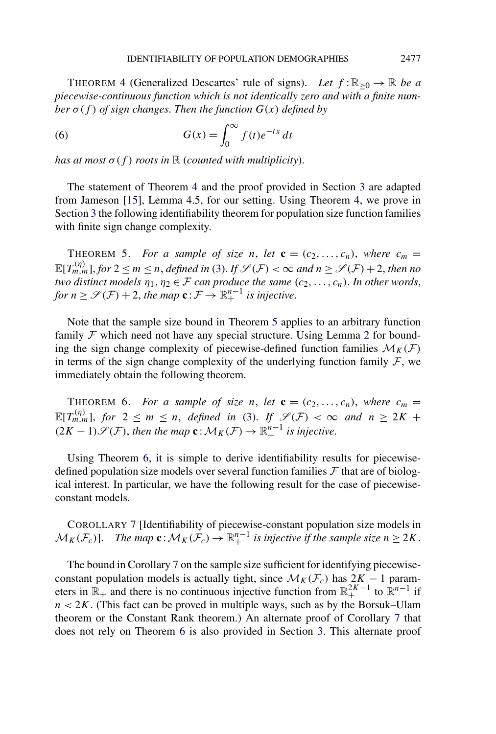THEOREM 4 (Generalized Descartes' rule of signs). *Let $f : \mathbb{R}_{\geq 0} \to \mathbb{R}$ be a piecewise-continuous function which is not identically zero and with a finite number $\sigma(f)$ of sign changes. Then the function $G(x)$ defined by*

$$G(x) = \int_0^\infty f(t)e^{-tx}\, dt \tag{6}$$

*has at most $\sigma(f)$ roots in $\mathbb{R}$ (counted with multiplicity).*

The statement of Theorem 4 and the proof provided in Section 3 are adapted from Jameson [15], Lemma 4.5, for our setting. Using Theorem 4, we prove in Section 3 the following identifiability theorem for population size function families with finite sign change complexity.

THEOREM 5. *For a sample of size $n$, let $\mathbf{c} = (c_2, \ldots, c_n)$, where $c_m = \mathbb{E}[T_{m,m}^{(\eta)}]$, for $2 \leq m \leq n$, defined in (3). If $\mathscr{S}(\mathcal{F}) < \infty$ and $n \geq \mathscr{S}(\mathcal{F}) + 2$, then no two distinct models $\eta_1, \eta_2 \in \mathcal{F}$ can produce the same $(c_2, \ldots, c_n)$. In other words, for $n \geq \mathscr{S}(\mathcal{F}) + 2$, the map $\mathbf{c} : \mathcal{F} \to \mathbb{R}_+^{n-1}$ is injective.*

Note that the sample size bound in Theorem 5 applies to an arbitrary function family $\mathcal{F}$ which need not have any special structure. Using Lemma 2 for bounding the sign change complexity of piecewise-defined function families $\mathcal{M}_K(\mathcal{F})$ in terms of the sign change complexity of the underlying function family $\mathcal{F}$, we immediately obtain the following theorem.

THEOREM 6. *For a sample of size $n$, let $\mathbf{c} = (c_2, \ldots, c_n)$, where $c_m = \mathbb{E}[T_{m,m}^{(\eta)}]$, for $2 \leq m \leq n$, defined in (3). If $\mathscr{S}(\mathcal{F}) < \infty$ and $n \geq 2K + (2K - 1)\mathscr{S}(\mathcal{F})$, then the map $\mathbf{c} : \mathcal{M}_K(\mathcal{F}) \to \mathbb{R}_+^{n-1}$ is injective.*

Using Theorem 6, it is simple to derive identifiability results for piecewise-defined population size models over several function families $\mathcal{F}$ that are of biological interest. In particular, we have the following result for the case of piecewise-constant models.

COROLLARY 7 [Identifiability of piecewise-constant population size models in $\mathcal{M}_K(\mathcal{F}_c)$]. *The map $\mathbf{c} : \mathcal{M}_K(\mathcal{F}_c) \to \mathbb{R}_+^{n-1}$ is injective if the sample size $n \geq 2K$.*

The bound in Corollary 7 on the sample size sufficient for identifying piecewise-constant population models is actually tight, since $\mathcal{M}_K(\mathcal{F}_c)$ has $2K - 1$ parameters in $\mathbb{R}_+$ and there is no continuous injective function from $\mathbb{R}_+^{2K-1}$ to $\mathbb{R}^{n-1}$ if $n < 2K$. (This fact can be proved in multiple ways, such as by the Borsuk–Ulam theorem or the Constant Rank theorem.) An alternate proof of Corollary 7 that does not rely on Theorem 6 is also provided in Section 3. This alternate proof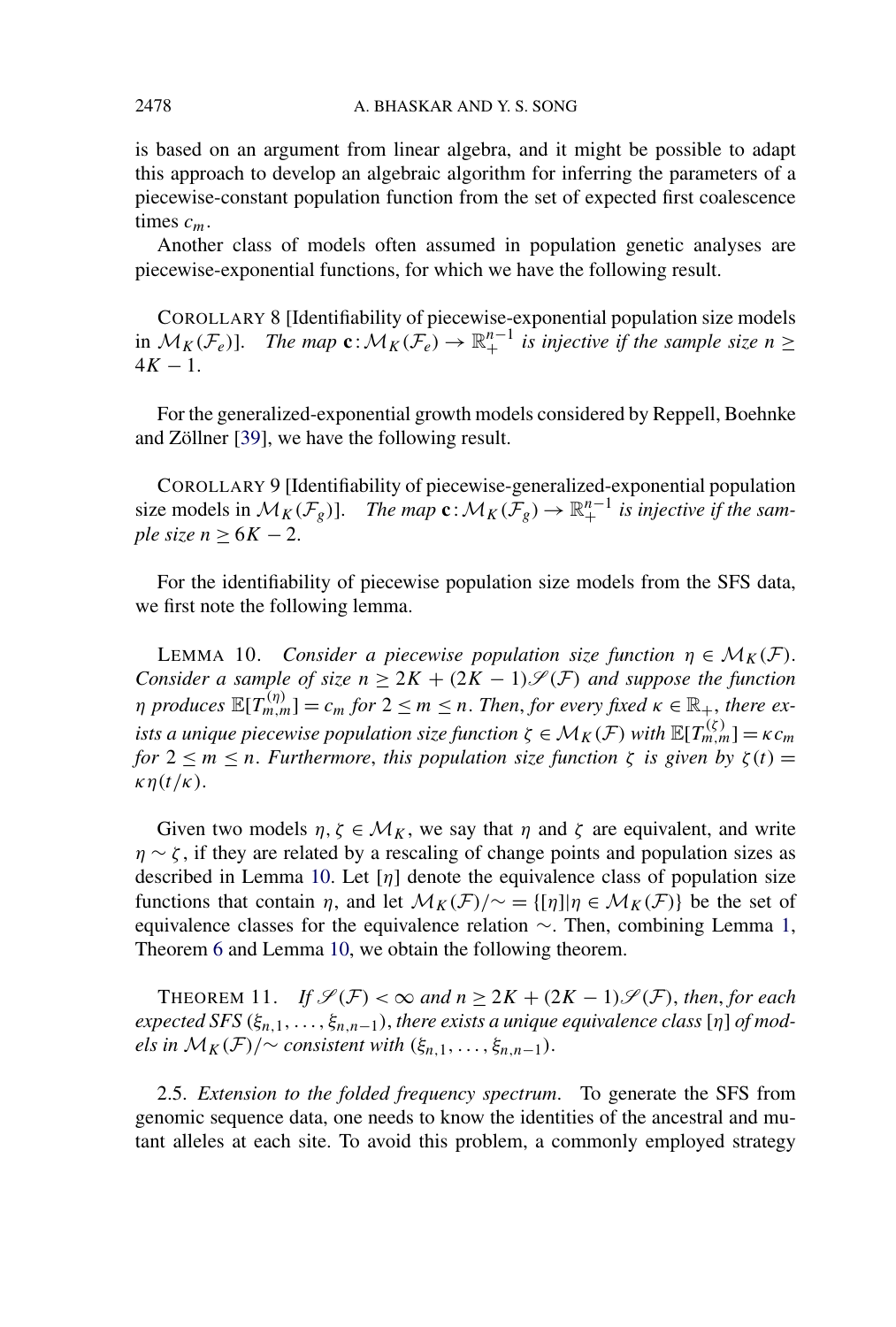is based on an argument from linear algebra, and it might be possible to adapt this approach to develop an algebraic algorithm for inferring the parameters of a piecewise-constant population function from the set of expected first coalescence times $c_m$.

Another class of models often assumed in population genetic analyses are piecewise-exponential functions, for which we have the following result.

COROLLARY 8 [Identifiability of piecewise-exponential population size models in $\mathcal{M}_K(\mathcal{F}_e)$]. *The map* $\mathbf{c}: \mathcal{M}_K(\mathcal{F}_e) \to \mathbb{R}_+^{n-1}$ *is injective if the sample size* $n \geq 4K - 1$.

For the generalized-exponential growth models considered by Reppell, Boehnke and Zöllner [39], we have the following result.

COROLLARY 9 [Identifiability of piecewise-generalized-exponential population size models in $\mathcal{M}_K(\mathcal{F}_g)$]. *The map* $\mathbf{c}: \mathcal{M}_K(\mathcal{F}_g) \to \mathbb{R}_+^{n-1}$ *is injective if the sample size* $n \geq 6K - 2$.

For the identifiability of piecewise population size models from the SFS data, we first note the following lemma.

LEMMA 10. *Consider a piecewise population size function* $\eta \in \mathcal{M}_K(\mathcal{F})$. *Consider a sample of size* $n \geq 2K + (2K - 1)\mathscr{S}(\mathcal{F})$ *and suppose the function* $\eta$ *produces* $\mathbb{E}[T_{m,m}^{(\eta)}] = c_m$ *for* $2 \leq m \leq n$. *Then, for every fixed* $\kappa \in \mathbb{R}_+$, *there exists a unique piecewise population size function* $\zeta \in \mathcal{M}_K(\mathcal{F})$ *with* $\mathbb{E}[T_{m,m}^{(\zeta)}] = \kappa c_m$ *for* $2 \leq m \leq n$. *Furthermore, this population size function* $\zeta$ *is given by* $\zeta(t) = \kappa \eta(t/\kappa)$.

Given two models $\eta, \zeta \in \mathcal{M}_K$, we say that $\eta$ and $\zeta$ are equivalent, and write $\eta \sim \zeta$, if they are related by a rescaling of change points and population sizes as described in Lemma 10. Let $[\eta]$ denote the equivalence class of population size functions that contain $\eta$, and let $\mathcal{M}_K(\mathcal{F})/\sim = \{[\eta] | \eta \in \mathcal{M}_K(\mathcal{F})\}$ be the set of equivalence classes for the equivalence relation $\sim$. Then, combining Lemma 1, Theorem 6 and Lemma 10, we obtain the following theorem.

THEOREM 11. *If* $\mathscr{S}(\mathcal{F}) < \infty$ *and* $n \geq 2K + (2K - 1)\mathscr{S}(\mathcal{F})$, *then, for each expected SFS* $(\xi_{n,1}, \ldots, \xi_{n,n-1})$, *there exists a unique equivalence class* $[\eta]$ *of models in* $\mathcal{M}_K(\mathcal{F})/\sim$ *consistent with* $(\xi_{n,1}, \ldots, \xi_{n,n-1})$.

2.5. *Extension to the folded frequency spectrum*. To generate the SFS from genomic sequence data, one needs to know the identities of the ancestral and mutant alleles at each site. To avoid this problem, a commonly employed strategy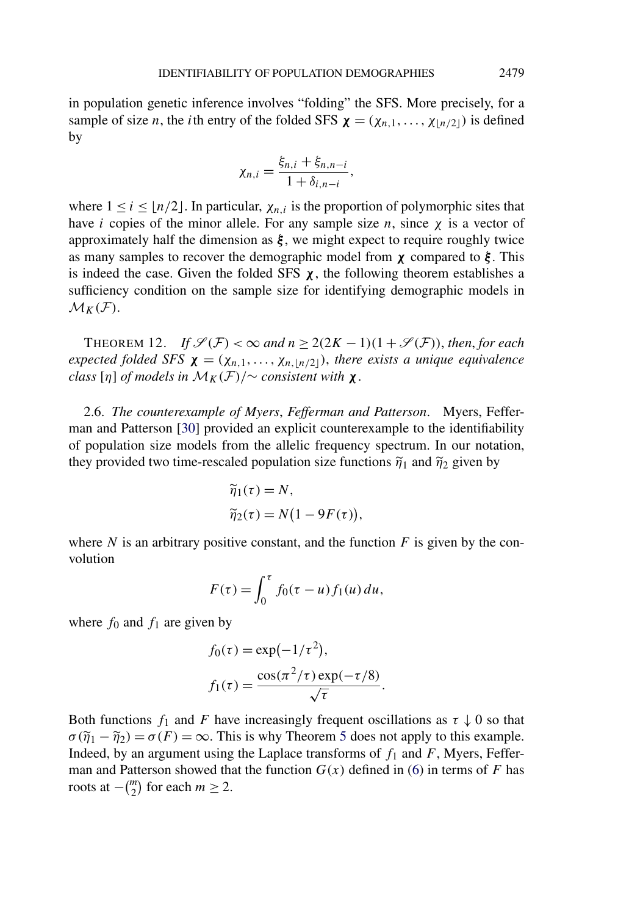in population genetic inference involves "folding" the SFS. More precisely, for a sample of size $n$, the $i$th entry of the folded SFS $\boldsymbol{\chi} = (\chi_{n,1}, \dots, \chi_{\lfloor n/2 \rfloor})$ is defined by

$$\chi_{n,i} = \frac{\xi_{n,i} + \xi_{n,n-i}}{1 + \delta_{i,n-i}},$$

where $1 \le i \le \lfloor n/2 \rfloor$. In particular, $\chi_{n,i}$ is the proportion of polymorphic sites that have $i$ copies of the minor allele. For any sample size $n$, since $\chi$ is a vector of approximately half the dimension as $\boldsymbol{\xi}$, we might expect to require roughly twice as many samples to recover the demographic model from $\boldsymbol{\chi}$ compared to $\boldsymbol{\xi}$. This is indeed the case. Given the folded SFS $\boldsymbol{\chi}$, the following theorem establishes a sufficiency condition on the sample size for identifying demographic models in $\mathcal{M}_K(\mathcal{F})$.

THEOREM 12. *If* $\mathscr{S}(\mathcal{F}) < \infty$ *and* $n \ge 2(2K - 1)(1 + \mathscr{S}(\mathcal{F}))$, *then, for each expected folded SFS* $\boldsymbol{\chi} = (\chi_{n,1}, \dots, \chi_{n,\lfloor n/2 \rfloor})$, *there exists a unique equivalence class* $[\eta]$ *of models in* $\mathcal{M}_K(\mathcal{F})/\sim$ *consistent with* $\boldsymbol{\chi}$.

### 2.6. *The counterexample of Myers, Fefferman and Patterson*.

Myers, Fefferman and Patterson [30] provided an explicit counterexample to the identifiability of population size models from the allelic frequency spectrum. In our notation, they provided two time-rescaled population size functions $\widetilde{\eta}_1$ and $\widetilde{\eta}_2$ given by

$$\widetilde{\eta}_1(\tau) = N,$$
$$\widetilde{\eta}_2(\tau) = N\big(1 - 9F(\tau)\big),$$

where $N$ is an arbitrary positive constant, and the function $F$ is given by the convolution

$$F(\tau) = \int_0^\tau f_0(\tau - u) f_1(u)\, du,$$

where $f_0$ and $f_1$ are given by

$$f_0(\tau) = \exp\big(-1/\tau^2\big),$$
$$f_1(\tau) = \frac{\cos(\pi^2/\tau)\exp(-\tau/8)}{\sqrt{\tau}}.$$

Both functions $f_1$ and $F$ have increasingly frequent oscillations as $\tau \downarrow 0$ so that $\sigma(\widetilde{\eta}_1 - \widetilde{\eta}_2) = \sigma(F) = \infty$. This is why Theorem 5 does not apply to this example. Indeed, by an argument using the Laplace transforms of $f_1$ and $F$, Myers, Fefferman and Patterson showed that the function $G(x)$ defined in (6) in terms of $F$ has roots at $-\binom{m}{2}$ for each $m \ge 2$.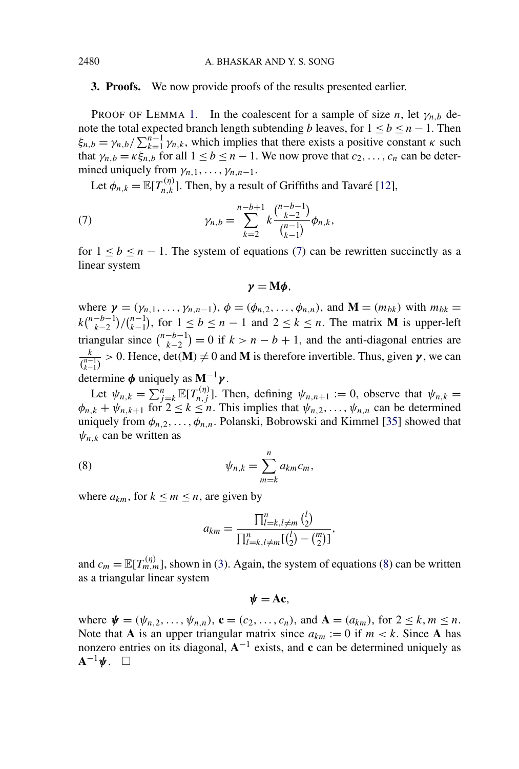**3. Proofs.** We now provide proofs of the results presented earlier.

PROOF OF LEMMA 1. In the coalescent for a sample of size $n$, let $\gamma_{n,b}$ denote the total expected branch length subtending $b$ leaves, for $1 \le b \le n-1$. Then $\xi_{n,b} = \gamma_{n,b}/\sum_{k=1}^{n-1}\gamma_{n,k}$, which implies that there exists a positive constant $\kappa$ such that $\gamma_{n,b} = \kappa\xi_{n,b}$ for all $1 \le b \le n-1$. We now prove that $c_2, \ldots, c_n$ can be determined uniquely from $\gamma_{n,1}, \ldots, \gamma_{n,n-1}$.

Let $\phi_{n,k} = \mathbb{E}[T_{n,k}^{(\eta)}]$. Then, by a result of Griffiths and Tavaré [12],

$$\gamma_{n,b} = \sum_{k=2}^{n-b+1} k \frac{\binom{n-b-1}{k-2}}{\binom{n-1}{k-1}} \phi_{n,k}, \tag{7}$$

for $1 \le b \le n-1$. The system of equations (7) can be rewritten succinctly as a linear system

$$\boldsymbol{\gamma} = \mathbf{M}\boldsymbol{\phi},$$

where $\boldsymbol{\gamma} = (\gamma_{n,1}, \ldots, \gamma_{n,n-1})$, $\phi = (\phi_{n,2}, \ldots, \phi_{n,n})$, and $\mathbf{M} = (m_{bk})$ with $m_{bk} = k\binom{n-b-1}{k-2}/\binom{n-1}{k-1}$, for $1 \le b \le n-1$ and $2 \le k \le n$. The matrix $\mathbf{M}$ is upper-left triangular since $\binom{n-b-1}{k-2} = 0$ if $k > n-b+1$, and the anti-diagonal entries are $\frac{k}{\binom{n-1}{k-1}} > 0$. Hence, $\det(\mathbf{M}) \neq 0$ and $\mathbf{M}$ is therefore invertible. Thus, given $\boldsymbol{\gamma}$, we can determine $\boldsymbol{\phi}$ uniquely as $\mathbf{M}^{-1}\boldsymbol{\gamma}$.

Let $\psi_{n,k} = \sum_{j=k}^{n} \mathbb{E}[T_{n,j}^{(\eta)}]$. Then, defining $\psi_{n,n+1} := 0$, observe that $\psi_{n,k} = \phi_{n,k} + \psi_{n,k+1}$ for $2 \le k \le n$. This implies that $\psi_{n,2}, \ldots, \psi_{n,n}$ can be determined uniquely from $\phi_{n,2}, \ldots, \phi_{n,n}$. Polanski, Bobrowski and Kimmel [35] showed that $\psi_{n,k}$ can be written as

$$\psi_{n,k} = \sum_{m=k}^{n} a_{km} c_m, \tag{8}$$

where $a_{km}$, for $k \le m \le n$, are given by

$$a_{km} = \frac{\prod_{l=k, l\neq m}^{n} \binom{l}{2}}{\prod_{l=k, l\neq m}^{n} [\binom{l}{2} - \binom{m}{2}]},$$

and $c_m = \mathbb{E}[T_{m,m}^{(\eta)}]$, shown in (3). Again, the system of equations (8) can be written as a triangular linear system

$$\boldsymbol{\psi} = \mathbf{A}\mathbf{c},$$

where $\boldsymbol{\psi} = (\psi_{n,2}, \ldots, \psi_{n,n})$, $\mathbf{c} = (c_2, \ldots, c_n)$, and $\mathbf{A} = (a_{km})$, for $2 \le k, m \le n$. Note that $\mathbf{A}$ is an upper triangular matrix since $a_{km} := 0$ if $m < k$. Since $\mathbf{A}$ has nonzero entries on its diagonal, $\mathbf{A}^{-1}$ exists, and $\mathbf{c}$ can be determined uniquely as $\mathbf{A}^{-1}\boldsymbol{\psi}$. □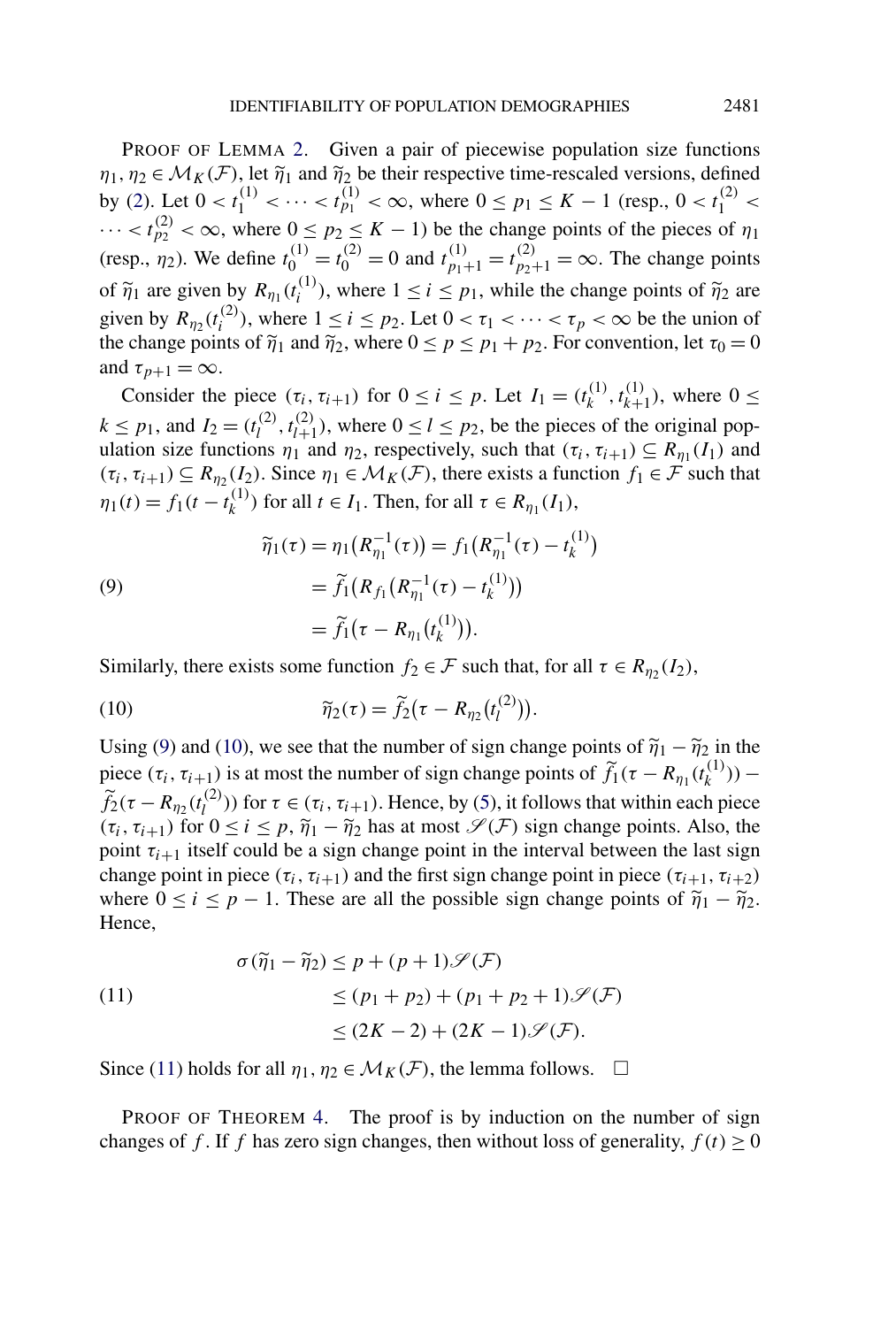PROOF OF LEMMA 2. Given a pair of piecewise population size functions $\eta_1, \eta_2 \in \mathcal{M}_K(\mathcal{F})$, let $\widetilde{\eta}_1$ and $\widetilde{\eta}_2$ be their respective time-rescaled versions, defined by (2). Let $0 < t_1^{(1)} < \cdots < t_{p_1}^{(1)} < \infty$, where $0 \le p_1 \le K - 1$ (resp., $0 < t_1^{(2)} < \cdots < t_{p_2}^{(2)} < \infty$, where $0 \le p_2 \le K - 1$) be the change points of the pieces of $\eta_1$ (resp., $\eta_2$). We define $t_0^{(1)} = t_0^{(2)} = 0$ and $t_{p_1+1}^{(1)} = t_{p_2+1}^{(2)} = \infty$. The change points of $\widetilde{\eta}_1$ are given by $R_{\eta_1}(t_i^{(1)})$, where $1 \le i \le p_1$, while the change points of $\widetilde{\eta}_2$ are given by $R_{\eta_2}(t_i^{(2)})$, where $1 \le i \le p_2$. Let $0 < \tau_1 < \cdots < \tau_p < \infty$ be the union of the change points of $\widetilde{\eta}_1$ and $\widetilde{\eta}_2$, where $0 \le p \le p_1 + p_2$. For convention, let $\tau_0 = 0$ and $\tau_{p+1} = \infty$.

Consider the piece $(\tau_i, \tau_{i+1})$ for $0 \le i \le p$. Let $I_1 = (t_k^{(1)}, t_{k+1}^{(1)})$, where $0 \le k \le p_1$, and $I_2 = (t_l^{(2)}, t_{l+1}^{(2)})$, where $0 \le l \le p_2$, be the pieces of the original population size functions $\eta_1$ and $\eta_2$, respectively, such that $(\tau_i, \tau_{i+1}) \subseteq R_{\eta_1}(I_1)$ and $(\tau_i, \tau_{i+1}) \subseteq R_{\eta_2}(I_2)$. Since $\eta_1 \in \mathcal{M}_K(\mathcal{F})$, there exists a function $f_1 \in \mathcal{F}$ such that $\eta_1(t) = f_1(t - t_k^{(1)})$ for all $t \in I_1$. Then, for all $\tau \in R_{\eta_1}(I_1)$,

$$
\begin{aligned}
\widetilde{\eta}_1(\tau) &= \eta_1\big(R_{\eta_1}^{-1}(\tau)\big) = f_1\big(R_{\eta_1}^{-1}(\tau) - t_k^{(1)}\big) \\
&= \widetilde{f}_1\big(R_{f_1}\big(R_{\eta_1}^{-1}(\tau) - t_k^{(1)}\big)\big) \\
&= \widetilde{f}_1\big(\tau - R_{\eta_1}\big(t_k^{(1)}\big)\big).
\end{aligned} \tag{9}
$$

Similarly, there exists some function $f_2 \in \mathcal{F}$ such that, for all $\tau \in R_{\eta_2}(I_2)$,

$$
\widetilde{\eta}_2(\tau) = \widetilde{f}_2\big(\tau - R_{\eta_2}\big(t_l^{(2)}\big)\big). \tag{10}
$$

Using (9) and (10), we see that the number of sign change points of $\widetilde{\eta}_1 - \widetilde{\eta}_2$ in the piece $(\tau_i, \tau_{i+1})$ is at most the number of sign change points of $\widetilde{f}_1(\tau - R_{\eta_1}(t_k^{(1)})) - \widetilde{f}_2(\tau - R_{\eta_2}(t_l^{(2)}))$ for $\tau \in (\tau_i, \tau_{i+1})$. Hence, by (5), it follows that within each piece $(\tau_i, \tau_{i+1})$ for $0 \le i \le p$, $\widetilde{\eta}_1 - \widetilde{\eta}_2$ has at most $\mathscr{S}(\mathcal{F})$ sign change points. Also, the point $\tau_{i+1}$ itself could be a sign change point in the interval between the last sign change point in piece $(\tau_i, \tau_{i+1})$ and the first sign change point in piece $(\tau_{i+1}, \tau_{i+2})$ where $0 \le i \le p - 1$. These are all the possible sign change points of $\widetilde{\eta}_1 - \widetilde{\eta}_2$. Hence,

$$
\begin{aligned}
\sigma(\widetilde{\eta}_1 - \widetilde{\eta}_2) &\le p + (p+1)\mathscr{S}(\mathcal{F}) \\
&\le (p_1 + p_2) + (p_1 + p_2 + 1)\mathscr{S}(\mathcal{F}) \\
&\le (2K - 2) + (2K - 1)\mathscr{S}(\mathcal{F}).
\end{aligned} \tag{11}
$$

Since (11) holds for all $\eta_1, \eta_2 \in \mathcal{M}_K(\mathcal{F})$, the lemma follows. $\square$

PROOF OF THEOREM 4. The proof is by induction on the number of sign changes of $f$. If $f$ has zero sign changes, then without loss of generality, $f(t) \ge 0$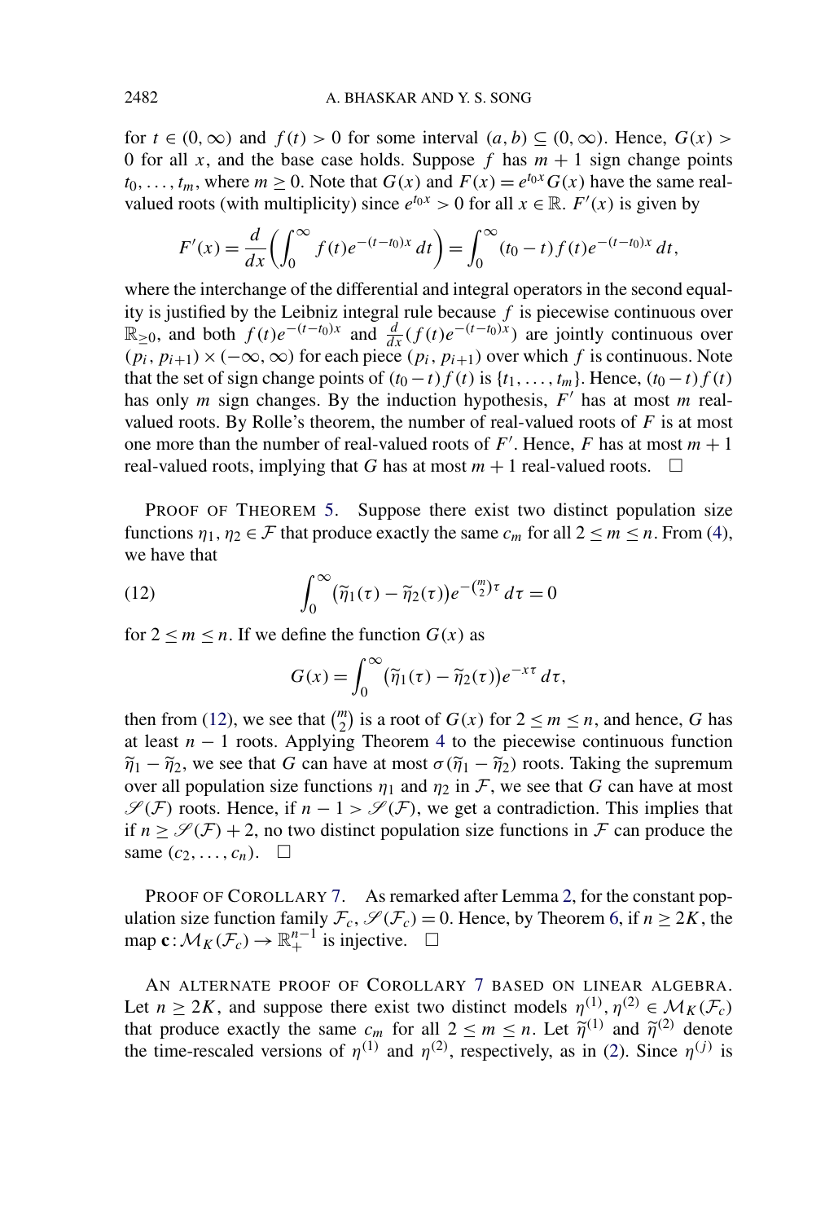for $t \in (0, \infty)$ and $f(t) > 0$ for some interval $(a, b) \subseteq (0, \infty)$. Hence, $G(x) > 0$ for all $x$, and the base case holds. Suppose $f$ has $m + 1$ sign change points $t_0, \dots, t_m$, where $m \geq 0$. Note that $G(x)$ and $F(x) = e^{t_0 x} G(x)$ have the same real-valued roots (with multiplicity) since $e^{t_0 x} > 0$ for all $x \in \mathbb{R}$. $F'(x)$ is given by

$$F'(x) = \frac{d}{dx}\left(\int_0^\infty f(t) e^{-(t-t_0)x}\, dt\right) = \int_0^\infty (t_0 - t) f(t) e^{-(t-t_0)x}\, dt,$$

where the interchange of the differential and integral operators in the second equality is justified by the Leibniz integral rule because $f$ is piecewise continuous over $\mathbb{R}_{\geq 0}$, and both $f(t)e^{-(t-t_0)x}$ and $\frac{d}{dx}(f(t)e^{-(t-t_0)x})$ are jointly continuous over $(p_i, p_{i+1}) \times (-\infty, \infty)$ for each piece $(p_i, p_{i+1})$ over which $f$ is continuous. Note that the set of sign change points of $(t_0 - t) f(t)$ is $\{t_1, \dots, t_m\}$. Hence, $(t_0 - t) f(t)$ has only $m$ sign changes. By the induction hypothesis, $F'$ has at most $m$ real-valued roots. By Rolle's theorem, the number of real-valued roots of $F$ is at most one more than the number of real-valued roots of $F'$. Hence, $F$ has at most $m + 1$ real-valued roots, implying that $G$ has at most $m + 1$ real-valued roots. $\square$

PROOF OF THEOREM 5. Suppose there exist two distinct population size functions $\eta_1, \eta_2 \in \mathcal{F}$ that produce exactly the same $c_m$ for all $2 \leq m \leq n$. From (4), we have that

$$\int_0^\infty \big(\widetilde{\eta}_1(\tau) - \widetilde{\eta}_2(\tau)\big) e^{-\binom{m}{2}\tau}\, d\tau = 0 \tag{12}$$

for $2 \leq m \leq n$. If we define the function $G(x)$ as

$$G(x) = \int_0^\infty \big(\widetilde{\eta}_1(\tau) - \widetilde{\eta}_2(\tau)\big) e^{-x\tau}\, d\tau,$$

then from (12), we see that $\binom{m}{2}$ is a root of $G(x)$ for $2 \leq m \leq n$, and hence, $G$ has at least $n - 1$ roots. Applying Theorem 4 to the piecewise continuous function $\widetilde{\eta}_1 - \widetilde{\eta}_2$, we see that $G$ can have at most $\sigma(\widetilde{\eta}_1 - \widetilde{\eta}_2)$ roots. Taking the supremum over all population size functions $\eta_1$ and $\eta_2$ in $\mathcal{F}$, we see that $G$ can have at most $\mathscr{S}(\mathcal{F})$ roots. Hence, if $n - 1 > \mathscr{S}(\mathcal{F})$, we get a contradiction. This implies that if $n \geq \mathscr{S}(\mathcal{F}) + 2$, no two distinct population size functions in $\mathcal{F}$ can produce the same $(c_2, \dots, c_n)$. $\square$

PROOF OF COROLLARY 7. As remarked after Lemma 2, for the constant population size function family $\mathcal{F}_c$, $\mathscr{S}(\mathcal{F}_c) = 0$. Hence, by Theorem 6, if $n \geq 2K$, the map $\mathbf{c} : \mathcal{M}_K(\mathcal{F}_c) \to \mathbb{R}_+^{n-1}$ is injective. $\square$

AN ALTERNATE PROOF OF COROLLARY 7 BASED ON LINEAR ALGEBRA. Let $n \geq 2K$, and suppose there exist two distinct models $\eta^{(1)}, \eta^{(2)} \in \mathcal{M}_K(\mathcal{F}_c)$ that produce exactly the same $c_m$ for all $2 \leq m \leq n$. Let $\widetilde{\eta}^{(1)}$ and $\widetilde{\eta}^{(2)}$ denote the time-rescaled versions of $\eta^{(1)}$ and $\eta^{(2)}$, respectively, as in (2). Since $\eta^{(j)}$ is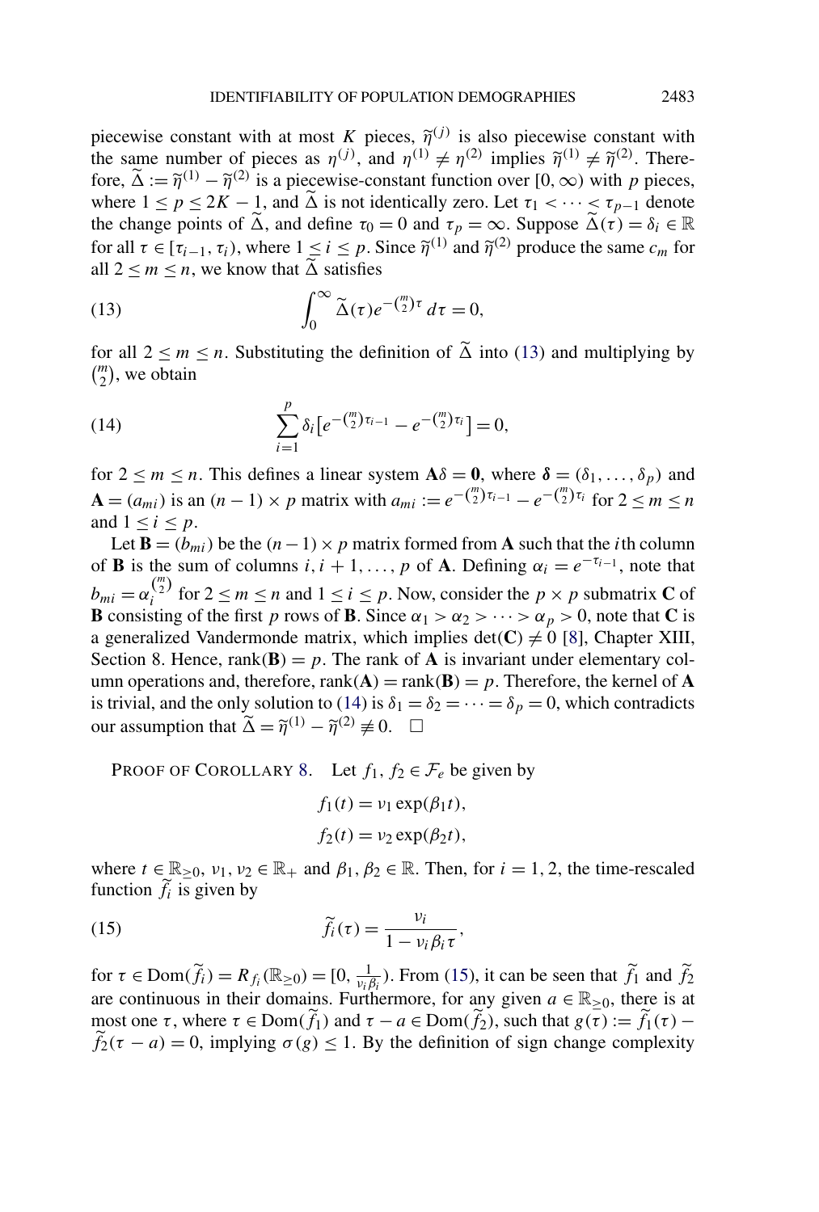piecewise constant with at most $K$ pieces, $\widetilde{\eta}^{(j)}$ is also piecewise constant with the same number of pieces as $\eta^{(j)}$, and $\eta^{(1)} \neq \eta^{(2)}$ implies $\widetilde{\eta}^{(1)} \neq \widetilde{\eta}^{(2)}$. Therefore, $\widetilde{\Delta} := \widetilde{\eta}^{(1)} - \widetilde{\eta}^{(2)}$ is a piecewise-constant function over $[0, \infty)$ with $p$ pieces, where $1 \leq p \leq 2K - 1$, and $\widetilde{\Delta}$ is not identically zero. Let $\tau_1 < \cdots < \tau_{p-1}$ denote the change points of $\widetilde{\Delta}$, and define $\tau_0 = 0$ and $\tau_p = \infty$. Suppose $\widetilde{\Delta}(\tau) = \delta_i \in \mathbb{R}$ for all $\tau \in [\tau_{i-1}, \tau_i)$, where $1 \leq i \leq p$. Since $\widetilde{\eta}^{(1)}$ and $\widetilde{\eta}^{(2)}$ produce the same $c_m$ for all $2 \leq m \leq n$, we know that $\widetilde{\Delta}$ satisfies

$$\int_0^\infty \widetilde{\Delta}(\tau) e^{-\binom{m}{2}\tau} \, d\tau = 0, \tag{13}$$

for all $2 \leq m \leq n$. Substituting the definition of $\widetilde{\Delta}$ into (13) and multiplying by $\binom{m}{2}$, we obtain

$$\sum_{i=1}^{p} \delta_i \left[ e^{-\binom{m}{2}\tau_{i-1}} - e^{-\binom{m}{2}\tau_i} \right] = 0, \tag{14}$$

for $2 \leq m \leq n$. This defines a linear system $\mathbf{A}\delta = \mathbf{0}$, where $\boldsymbol{\delta} = (\delta_1, \ldots, \delta_p)$ and $\mathbf{A} = (a_{mi})$ is an $(n-1) \times p$ matrix with $a_{mi} := e^{-\binom{m}{2}\tau_{i-1}} - e^{-\binom{m}{2}\tau_i}$ for $2 \leq m \leq n$ and $1 \leq i \leq p$.

Let $\mathbf{B} = (b_{mi})$ be the $(n-1) \times p$ matrix formed from $\mathbf{A}$ such that the $i$th column of $\mathbf{B}$ is the sum of columns $i, i+1, \ldots, p$ of $\mathbf{A}$. Defining $\alpha_i = e^{-\tau_{i-1}}$, note that $b_{mi} = \alpha_i^{\binom{m}{2}}$ for $2 \leq m \leq n$ and $1 \leq i \leq p$. Now, consider the $p \times p$ submatrix $\mathbf{C}$ of $\mathbf{B}$ consisting of the first $p$ rows of $\mathbf{B}$. Since $\alpha_1 > \alpha_2 > \cdots > \alpha_p > 0$, note that $\mathbf{C}$ is a generalized Vandermonde matrix, which implies $\det(\mathbf{C}) \neq 0$ [8], Chapter XIII, Section 8. Hence, $\operatorname{rank}(\mathbf{B}) = p$. The rank of $\mathbf{A}$ is invariant under elementary column operations and, therefore, $\operatorname{rank}(\mathbf{A}) = \operatorname{rank}(\mathbf{B}) = p$. Therefore, the kernel of $\mathbf{A}$ is trivial, and the only solution to (14) is $\delta_1 = \delta_2 = \cdots = \delta_p = 0$, which contradicts our assumption that $\widetilde{\Delta} = \widetilde{\eta}^{(1)} - \widetilde{\eta}^{(2)} \not\equiv 0$. $\square$

PROOF OF COROLLARY 8. Let $f_1, f_2 \in \mathcal{F}_e$ be given by

$$f_1(t) = \nu_1 \exp(\beta_1 t),$$
$$f_2(t) = \nu_2 \exp(\beta_2 t),$$

where $t \in \mathbb{R}_{\geq 0}$, $\nu_1, \nu_2 \in \mathbb{R}_+$ and $\beta_1, \beta_2 \in \mathbb{R}$. Then, for $i = 1, 2$, the time-rescaled function $\widetilde{f}_i$ is given by

$$\widetilde{f}_i(\tau) = \frac{\nu_i}{1 - \nu_i \beta_i \tau}, \tag{15}$$

for $\tau \in \operatorname{Dom}(\widetilde{f}_i) = R_{f_i}(\mathbb{R}_{\geq 0}) = [0, \frac{1}{\nu_i \beta_i})$. From (15), it can be seen that $\widetilde{f}_1$ and $\widetilde{f}_2$ are continuous in their domains. Furthermore, for any given $a \in \mathbb{R}_{\geq 0}$, there is at most one $\tau$, where $\tau \in \operatorname{Dom}(\widetilde{f}_1)$ and $\tau - a \in \operatorname{Dom}(\widetilde{f}_2)$, such that $g(\tau) := \widetilde{f}_1(\tau) - \widetilde{f}_2(\tau - a) = 0$, implying $\sigma(g) \leq 1$. By the definition of sign change complexity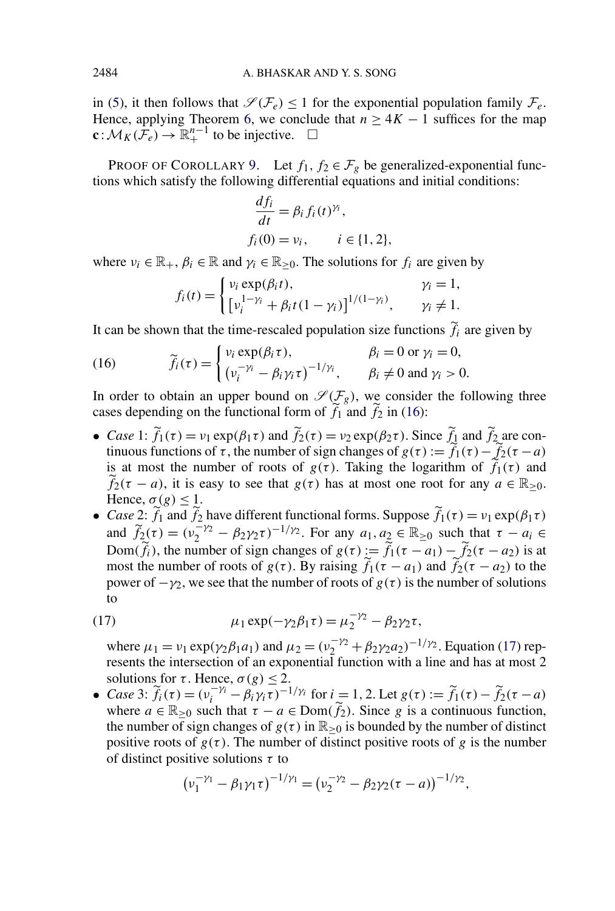in (5), it then follows that $\mathscr{S}(\mathcal{F}_e) \leq 1$ for the exponential population family $\mathcal{F}_e$. Hence, applying Theorem 6, we conclude that $n \geq 4K - 1$ suffices for the map $\mathbf{c} : \mathcal{M}_K(\mathcal{F}_e) \to \mathbb{R}_+^{n-1}$ to be injective. $\square$

PROOF OF COROLLARY 9. Let $f_1, f_2 \in \mathcal{F}_g$ be generalized-exponential functions which satisfy the following differential equations and initial conditions:

$$\frac{df_i}{dt} = \beta_i f_i(t)^{\gamma_i},$$
$$f_i(0) = \nu_i, \qquad i \in \{1, 2\},$$

where $\nu_i \in \mathbb{R}_+$, $\beta_i \in \mathbb{R}$ and $\gamma_i \in \mathbb{R}_{\geq 0}$. The solutions for $f_i$ are given by

$$f_i(t) = \begin{cases} \nu_i \exp(\beta_i t), & \gamma_i = 1, \\ \left[\nu_i^{1-\gamma_i} + \beta_i t(1 - \gamma_i)\right]^{1/(1-\gamma_i)}, & \gamma_i \neq 1. \end{cases}$$

It can be shown that the time-rescaled population size functions $\widetilde{f}_i$ are given by

$$\widetilde{f}_i(\tau) = \begin{cases} \nu_i \exp(\beta_i \tau), & \beta_i = 0 \text{ or } \gamma_i = 0, \\ \left(\nu_i^{-\gamma_i} - \beta_i \gamma_i \tau\right)^{-1/\gamma_i}, & \beta_i \neq 0 \text{ and } \gamma_i > 0. \end{cases} \tag{16}$$

In order to obtain an upper bound on $\mathscr{S}(\mathcal{F}_g)$, we consider the following three cases depending on the functional form of $\widetilde{f}_1$ and $\widetilde{f}_2$ in (16):

- *Case* 1: $\widetilde{f}_1(\tau) = \nu_1 \exp(\beta_1 \tau)$ and $\widetilde{f}_2(\tau) = \nu_2 \exp(\beta_2 \tau)$. Since $\widetilde{f}_1$ and $\widetilde{f}_2$ are continuous functions of $\tau$, the number of sign changes of $g(\tau) := \widetilde{f}_1(\tau) - \widetilde{f}_2(\tau - a)$ is at most the number of roots of $g(\tau)$. Taking the logarithm of $\widetilde{f}_1(\tau)$ and $\widetilde{f}_2(\tau - a)$, it is easy to see that $g(\tau)$ has at most one root for any $a \in \mathbb{R}_{\geq 0}$. Hence, $\sigma(g) \leq 1$.
- *Case* 2: $\widetilde{f}_1$ and $\widetilde{f}_2$ have different functional forms. Suppose $\widetilde{f}_1(\tau) = \nu_1 \exp(\beta_1 \tau)$ and $\widetilde{f}_2(\tau) = (\nu_2^{-\gamma_2} - \beta_2 \gamma_2 \tau)^{-1/\gamma_2}$. For any $a_1, a_2 \in \mathbb{R}_{\geq 0}$ such that $\tau - a_i \in \operatorname{Dom}(\widetilde{f}_i)$, the number of sign changes of $g(\tau) := \widetilde{f}_1(\tau - a_1) - \widetilde{f}_2(\tau - a_2)$ is at most the number of roots of $g(\tau)$. By raising $\widetilde{f}_1(\tau - a_1)$ and $\widetilde{f}_2(\tau - a_2)$ to the power of $-\gamma_2$, we see that the number of roots of $g(\tau)$ is the number of solutions to

$$\mu_1 \exp(-\gamma_2 \beta_1 \tau) = \mu_2^{-\gamma_2} - \beta_2 \gamma_2 \tau, \tag{17}$$

  where $\mu_1 = \nu_1 \exp(\gamma_2 \beta_1 a_1)$ and $\mu_2 = (\nu_2^{-\gamma_2} + \beta_2 \gamma_2 a_2)^{-1/\gamma_2}$. Equation (17) represents the intersection of an exponential function with a line and has at most 2 solutions for $\tau$. Hence, $\sigma(g) \leq 2$.
- *Case* 3: $\widetilde{f}_i(\tau) = (\nu_i^{-\gamma_i} - \beta_i \gamma_i \tau)^{-1/\gamma_i}$ for $i = 1, 2$. Let $g(\tau) := \widetilde{f}_1(\tau) - \widetilde{f}_2(\tau - a)$ where $a \in \mathbb{R}_{\geq 0}$ such that $\tau - a \in \operatorname{Dom}(\widetilde{f}_2)$. Since $g$ is a continuous function, the number of sign changes of $g(\tau)$ in $\mathbb{R}_{\geq 0}$ is bounded by the number of distinct positive roots of $g(\tau)$. The number of distinct positive roots of $g$ is the number of distinct positive solutions $\tau$ to

$$\left(\nu_1^{-\gamma_1} - \beta_1 \gamma_1 \tau\right)^{-1/\gamma_1} = \left(\nu_2^{-\gamma_2} - \beta_2 \gamma_2 (\tau - a)\right)^{-1/\gamma_2},$$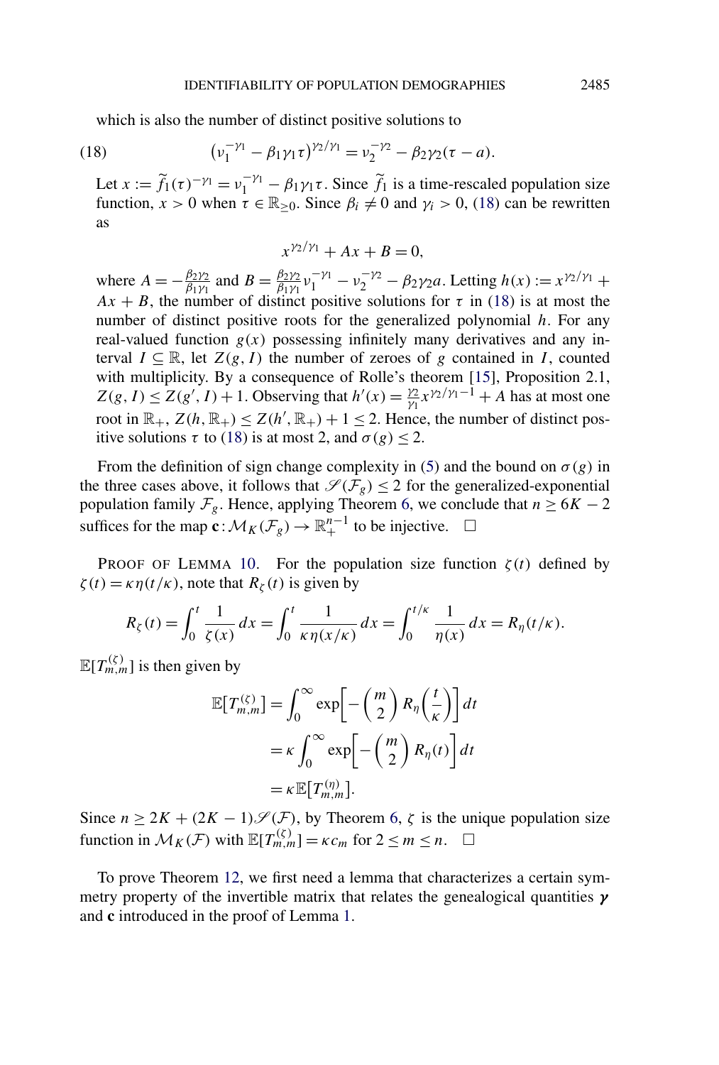which is also the number of distinct positive solutions to

$$(\nu_1^{-\gamma_1} - \beta_1\gamma_1\tau)^{\gamma_2/\gamma_1} = \nu_2^{-\gamma_2} - \beta_2\gamma_2(\tau - a). \tag{18}$$

Let $x := \widetilde{f}_1(\tau)^{-\gamma_1} = \nu_1^{-\gamma_1} - \beta_1\gamma_1\tau$. Since $\widetilde{f}_1$ is a time-rescaled population size function, $x > 0$ when $\tau \in \mathbb{R}_{\geq 0}$. Since $\beta_i \neq 0$ and $\gamma_i > 0$, (18) can be rewritten as

$$x^{\gamma_2/\gamma_1} + Ax + B = 0,$$

where $A = -\frac{\beta_2\gamma_2}{\beta_1\gamma_1}$ and $B = \frac{\beta_2\gamma_2}{\beta_1\gamma_1}\nu_1^{-\gamma_1} - \nu_2^{-\gamma_2} - \beta_2\gamma_2 a$. Letting $h(x) := x^{\gamma_2/\gamma_1} + Ax + B$, the number of distinct positive solutions for $\tau$ in (18) is at most the number of distinct positive roots for the generalized polynomial $h$. For any real-valued function $g(x)$ possessing infinitely many derivatives and any interval $I \subseteq \mathbb{R}$, let $Z(g, I)$ the number of zeroes of $g$ contained in $I$, counted with multiplicity. By a consequence of Rolle's theorem [15], Proposition 2.1, $Z(g, I) \leq Z(g', I) + 1$. Observing that $h'(x) = \frac{\gamma_2}{\gamma_1}x^{\gamma_2/\gamma_1 - 1} + A$ has at most one root in $\mathbb{R}_+$, $Z(h, \mathbb{R}_+) \leq Z(h', \mathbb{R}_+) + 1 \leq 2$. Hence, the number of distinct positive solutions $\tau$ to (18) is at most 2, and $\sigma(g) \leq 2$.

From the definition of sign change complexity in (5) and the bound on $\sigma(g)$ in the three cases above, it follows that $\mathscr{S}(\mathcal{F}_g) \leq 2$ for the generalized-exponential population family $\mathcal{F}_g$. Hence, applying Theorem 6, we conclude that $n \geq 6K - 2$ suffices for the map $\mathbf{c} : \mathcal{M}_K(\mathcal{F}_g) \to \mathbb{R}_+^{n-1}$ to be injective. □

PROOF OF LEMMA 10. For the population size function $\zeta(t)$ defined by $\zeta(t) = \kappa\eta(t/\kappa)$, note that $R_\zeta(t)$ is given by

$$R_\zeta(t) = \int_0^t \frac{1}{\zeta(x)}\,dx = \int_0^t \frac{1}{\kappa\eta(x/\kappa)}\,dx = \int_0^{t/\kappa} \frac{1}{\eta(x)}\,dx = R_\eta(t/\kappa).$$

$\mathbb{E}[T_{m,m}^{(\zeta)}]$ is then given by

$$\begin{aligned}
\mathbb{E}[T_{m,m}^{(\zeta)}] &= \int_0^\infty \exp\left[-\binom{m}{2} R_\eta\left(\frac{t}{\kappa}\right)\right] dt \\
&= \kappa \int_0^\infty \exp\left[-\binom{m}{2} R_\eta(t)\right] dt \\
&= \kappa\mathbb{E}[T_{m,m}^{(\eta)}].
\end{aligned}$$

Since $n \geq 2K + (2K - 1)\mathscr{S}(\mathcal{F})$, by Theorem 6, $\zeta$ is the unique population size function in $\mathcal{M}_K(\mathcal{F})$ with $\mathbb{E}[T_{m,m}^{(\zeta)}] = \kappa c_m$ for $2 \leq m \leq n$. □

To prove Theorem 12, we first need a lemma that characterizes a certain symmetry property of the invertible matrix that relates the genealogical quantities $\boldsymbol{\gamma}$ and $\mathbf{c}$ introduced in the proof of Lemma 1.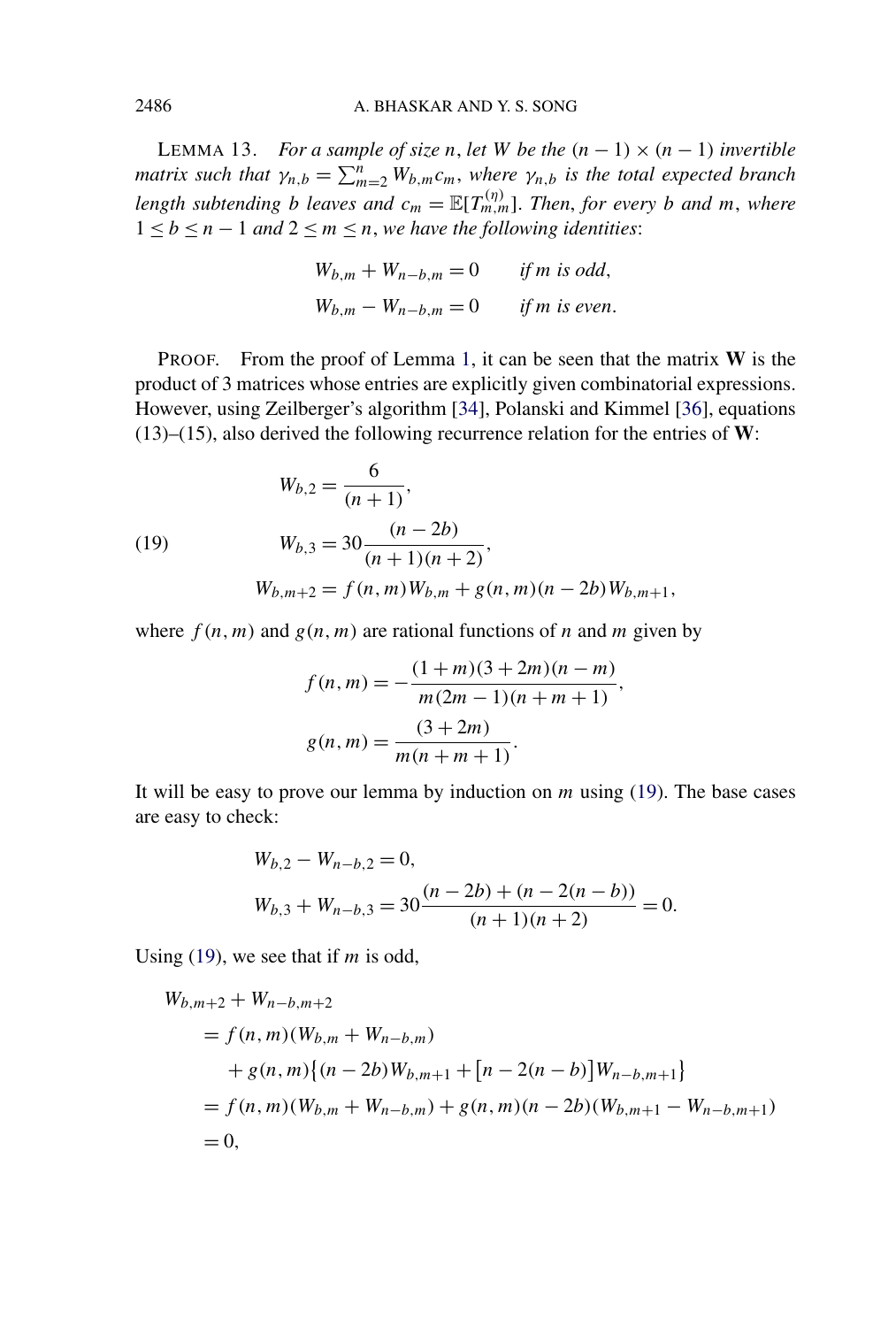LEMMA 13. *For a sample of size $n$, let $W$ be the $(n-1)\times(n-1)$ invertible matrix such that $\gamma_{n,b} = \sum_{m=2}^{n} W_{b,m} c_m$, where $\gamma_{n,b}$ is the total expected branch length subtending $b$ leaves and $c_m = \mathbb{E}[T_{m,m}^{(\eta)}]$. Then, for every $b$ and $m$, where $1 \le b \le n-1$ and $2 \le m \le n$, we have the following identities*:

$$W_{b,m} + W_{n-b,m} = 0 \qquad \text{if } m \text{ is odd},$$

$$W_{b,m} - W_{n-b,m} = 0 \qquad \text{if } m \text{ is even}.$$

PROOF. From the proof of Lemma 1, it can be seen that the matrix $\mathbf{W}$ is the product of 3 matrices whose entries are explicitly given combinatorial expressions. However, using Zeilberger's algorithm [34], Polanski and Kimmel [36], equations (13)–(15), also derived the following recurrence relation for the entries of $\mathbf{W}$:

$$\begin{aligned}
W_{b,2} &= \frac{6}{(n+1)}, \\
W_{b,3} &= 30\frac{(n-2b)}{(n+1)(n+2)}, \qquad\qquad (19)\\
W_{b,m+2} &= f(n,m)W_{b,m} + g(n,m)(n-2b)W_{b,m+1},
\end{aligned}$$

where $f(n,m)$ and $g(n,m)$ are rational functions of $n$ and $m$ given by

$$f(n,m) = -\frac{(1+m)(3+2m)(n-m)}{m(2m-1)(n+m+1)},$$

$$g(n,m) = \frac{(3+2m)}{m(n+m+1)}.$$

It will be easy to prove our lemma by induction on $m$ using (19). The base cases are easy to check:

$$W_{b,2} - W_{n-b,2} = 0,$$

$$W_{b,3} + W_{n-b,3} = 30\frac{(n-2b)+(n-2(n-b))}{(n+1)(n+2)} = 0.$$

Using (19), we see that if $m$ is odd,

$$\begin{aligned}
&W_{b,m+2} + W_{n-b,m+2} \\
&\quad = f(n,m)(W_{b,m} + W_{n-b,m}) \\
&\qquad + g(n,m)\{(n-2b)W_{b,m+1} + [n-2(n-b)]W_{n-b,m+1}\} \\
&\quad = f(n,m)(W_{b,m} + W_{n-b,m}) + g(n,m)(n-2b)(W_{b,m+1} - W_{n-b,m+1}) \\
&\quad = 0,
\end{aligned}$$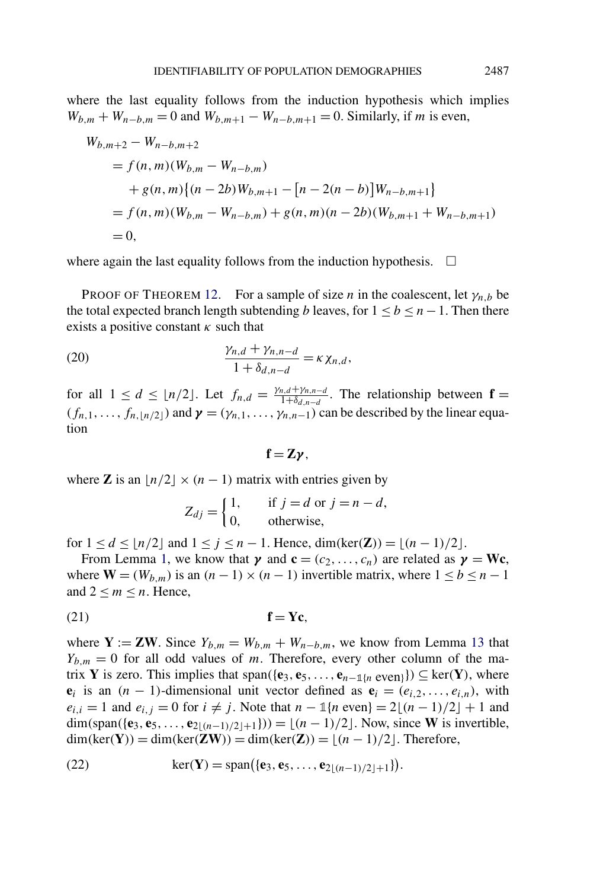where the last equality follows from the induction hypothesis which implies $W_{b,m} + W_{n-b,m} = 0$ and $W_{b,m+1} - W_{n-b,m+1} = 0$. Similarly, if $m$ is even,

$$
\begin{aligned}
W_{b,m+2} &- W_{n-b,m+2} \\
&= f(n,m)(W_{b,m} - W_{n-b,m}) \\
&\quad + g(n,m)\{(n-2b)W_{b,m+1} - [n - 2(n-b)]W_{n-b,m+1}\} \\
&= f(n,m)(W_{b,m} - W_{n-b,m}) + g(n,m)(n-2b)(W_{b,m+1} + W_{n-b,m+1}) \\
&= 0,
\end{aligned}
$$

where again the last equality follows from the induction hypothesis. $\square$

PROOF OF THEOREM 12. For a sample of size $n$ in the coalescent, let $\gamma_{n,b}$ be the total expected branch length subtending $b$ leaves, for $1 \le b \le n-1$. Then there exists a positive constant $\kappa$ such that

$$
\frac{\gamma_{n,d} + \gamma_{n,n-d}}{1 + \delta_{d,n-d}} = \kappa \chi_{n,d}, \tag{20}
$$

for all $1 \le d \le \lfloor n/2 \rfloor$. Let $f_{n,d} = \frac{\gamma_{n,d} + \gamma_{n,n-d}}{1+\delta_{d,n-d}}$. The relationship between $\mathbf{f} = (f_{n,1}, \dots, f_{n,\lfloor n/2 \rfloor})$ and $\boldsymbol{\gamma} = (\gamma_{n,1}, \dots, \gamma_{n,n-1})$ can be described by the linear equation

$$
\mathbf{f} = \mathbf{Z}\boldsymbol{\gamma},
$$

where $\mathbf{Z}$ is an $\lfloor n/2 \rfloor \times (n-1)$ matrix with entries given by

$$
Z_{dj} = \begin{cases} 1, & \text{if } j = d \text{ or } j = n-d, \\ 0, & \text{otherwise,} \end{cases}
$$

for $1 \le d \le \lfloor n/2 \rfloor$ and $1 \le j \le n-1$. Hence, $\dim(\ker(\mathbf{Z})) = \lfloor (n-1)/2 \rfloor$.

From Lemma 1, we know that $\boldsymbol{\gamma}$ and $\mathbf{c} = (c_2, \dots, c_n)$ are related as $\boldsymbol{\gamma} = \mathbf{W}\mathbf{c}$, where $\mathbf{W} = (W_{b,m})$ is an $(n-1) \times (n-1)$ invertible matrix, where $1 \le b \le n-1$ and $2 \le m \le n$. Hence,

$$
\mathbf{f} = \mathbf{Y}\mathbf{c}, \tag{21}
$$

where $\mathbf{Y} := \mathbf{Z}\mathbf{W}$. Since $Y_{b,m} = W_{b,m} + W_{n-b,m}$, we know from Lemma 13 that $Y_{b,m} = 0$ for all odd values of $m$. Therefore, every other column of the matrix $\mathbf{Y}$ is zero. This implies that $\text{span}(\{\mathbf{e}_3, \mathbf{e}_5, \dots, \mathbf{e}_{n-\mathbb{1}\{n \text{ even}\}}\}) \subseteq \ker(\mathbf{Y})$, where $\mathbf{e}_i$ is an $(n-1)$-dimensional unit vector defined as $\mathbf{e}_i = (e_{i,2}, \dots, e_{i,n})$, with $e_{i,i} = 1$ and $e_{i,j} = 0$ for $i \ne j$. Note that $n - \mathbb{1}\{n \text{ even}\} = 2\lfloor (n-1)/2 \rfloor + 1$ and $\dim(\text{span}(\{\mathbf{e}_3, \mathbf{e}_5, \dots, \mathbf{e}_{2\lfloor (n-1)/2 \rfloor + 1}\})) = \lfloor (n-1)/2 \rfloor$. Now, since $\mathbf{W}$ is invertible, $\dim(\ker(\mathbf{Y})) = \dim(\ker(\mathbf{Z}\mathbf{W})) = \dim(\ker(\mathbf{Z})) = \lfloor (n-1)/2 \rfloor$. Therefore,

$$
\ker(\mathbf{Y}) = \text{span}(\{\mathbf{e}_3, \mathbf{e}_5, \dots, \mathbf{e}_{2\lfloor (n-1)/2 \rfloor + 1}\}). \tag{22}
$$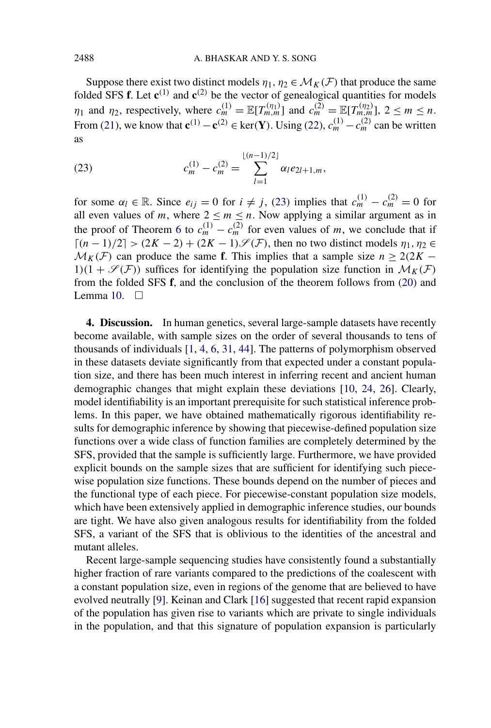Suppose there exist two distinct models $\eta_1, \eta_2 \in \mathcal{M}_K(\mathcal{F})$ that produce the same folded SFS $\mathbf{f}$. Let $\mathbf{c}^{(1)}$ and $\mathbf{c}^{(2)}$ be the vector of genealogical quantities for models $\eta_1$ and $\eta_2$, respectively, where $c_m^{(1)} = \mathbb{E}[T_{m,m}^{(\eta_1)}]$ and $c_m^{(2)} = \mathbb{E}[T_{m,m}^{(\eta_2)}]$, $2 \le m \le n$. From (21), we know that $\mathbf{c}^{(1)} - \mathbf{c}^{(2)} \in \ker(\mathbf{Y})$. Using (22), $c_m^{(1)} - c_m^{(2)}$ can be written as

$$
c_m^{(1)} - c_m^{(2)} = \sum_{l=1}^{\lfloor (n-1)/2 \rfloor} \alpha_l e_{2l+1,m}, \tag{23}
$$

for some $\alpha_l \in \mathbb{R}$. Since $e_{ij} = 0$ for $i \neq j$, (23) implies that $c_m^{(1)} - c_m^{(2)} = 0$ for all even values of $m$, where $2 \le m \le n$. Now applying a similar argument as in the proof of Theorem 6 to $c_m^{(1)} - c_m^{(2)}$ for even values of $m$, we conclude that if $\lceil (n-1)/2 \rceil > (2K-2) + (2K-1)\mathscr{S}(\mathcal{F})$, then no two distinct models $\eta_1, \eta_2 \in \mathcal{M}_K(\mathcal{F})$ can produce the same $\mathbf{f}$. This implies that a sample size $n \ge 2(2K-1)(1+\mathscr{S}(\mathcal{F}))$ suffices for identifying the population size function in $\mathcal{M}_K(\mathcal{F})$ from the folded SFS $\mathbf{f}$, and the conclusion of the theorem follows from (20) and Lemma 10. $\square$

## 4. Discussion.

In human genetics, several large-sample datasets have recently become available, with sample sizes on the order of several thousands to tens of thousands of individuals [1, 4, 6, 31, 44]. The patterns of polymorphism observed in these datasets deviate significantly from that expected under a constant population size, and there has been much interest in inferring recent and ancient human demographic changes that might explain these deviations [10, 24, 26]. Clearly, model identifiability is an important prerequisite for such statistical inference problems. In this paper, we have obtained mathematically rigorous identifiability results for demographic inference by showing that piecewise-defined population size functions over a wide class of function families are completely determined by the SFS, provided that the sample is sufficiently large. Furthermore, we have provided explicit bounds on the sample sizes that are sufficient for identifying such piecewise population size functions. These bounds depend on the number of pieces and the functional type of each piece. For piecewise-constant population size models, which have been extensively applied in demographic inference studies, our bounds are tight. We have also given analogous results for identifiability from the folded SFS, a variant of the SFS that is oblivious to the identities of the ancestral and mutant alleles.

Recent large-sample sequencing studies have consistently found a substantially higher fraction of rare variants compared to the predictions of the coalescent with a constant population size, even in regions of the genome that are believed to have evolved neutrally [9]. Keinan and Clark [16] suggested that recent rapid expansion of the population has given rise to variants which are private to single individuals in the population, and that this signature of population expansion is particularly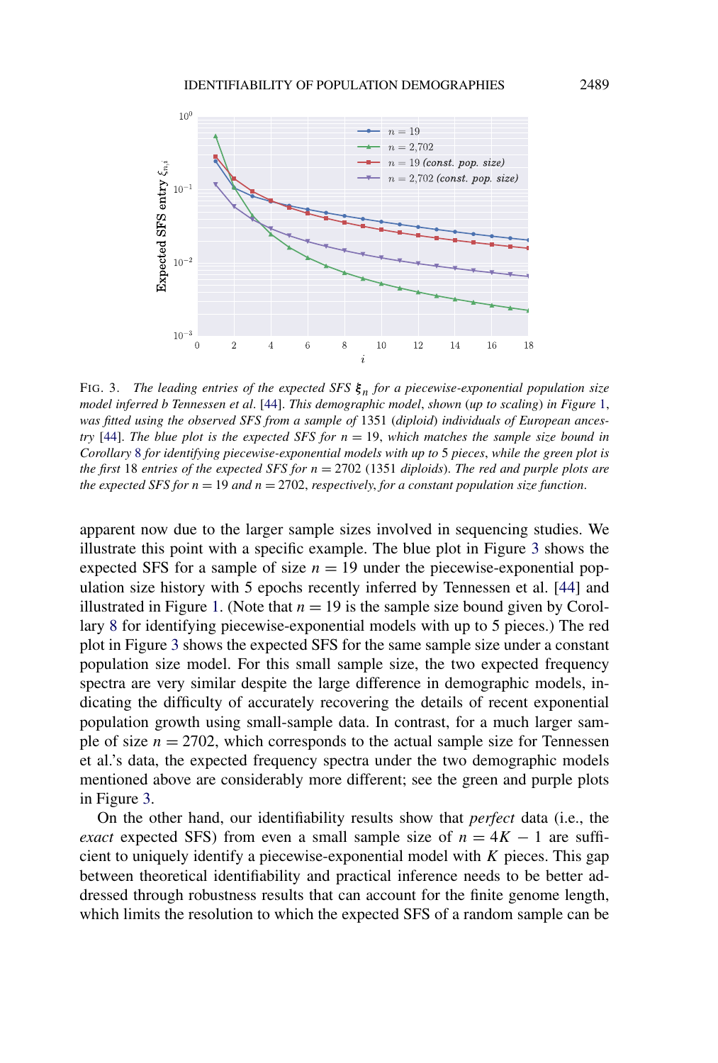$10^0$

$n = 19$

$n = 2{,}702$

$n = 19$ *(const. pop. size)*

$n = 2{,}702$ *(const. pop. size)*

$10^{-1}$

$10^{-2}$

$10^{-3}$

Expected SFS entry $\xi_{n,i}$

0 2 4 6 8 10 12 14 16 18

$i$

FIG. 3. *The leading entries of the expected SFS $\boldsymbol{\xi}_n$ for a piecewise-exponential population size model inferred b Tennessen et al.* [44]. *This demographic model, shown (up to scaling) in Figure* 1, *was fitted using the observed SFS from a sample of* 1351 *(diploid) individuals of European ancestry* [44]. *The blue plot is the expected SFS for $n = 19$, which matches the sample size bound in Corollary* 8 *for identifying piecewise-exponential models with up to* 5 *pieces, while the green plot is the first* 18 *entries of the expected SFS for $n = 2702$* (1351 *diploids*). *The red and purple plots are the expected SFS for $n = 19$ and $n = 2702$, respectively, for a constant population size function.*

apparent now due to the larger sample sizes involved in sequencing studies. We illustrate this point with a specific example. The blue plot in Figure 3 shows the expected SFS for a sample of size $n = 19$ under the piecewise-exponential population size history with 5 epochs recently inferred by Tennessen et al. [44] and illustrated in Figure 1. (Note that $n = 19$ is the sample size bound given by Corollary 8 for identifying piecewise-exponential models with up to 5 pieces.) The red plot in Figure 3 shows the expected SFS for the same sample size under a constant population size model. For this small sample size, the two expected frequency spectra are very similar despite the large difference in demographic models, indicating the difficulty of accurately recovering the details of recent exponential population growth using small-sample data. In contrast, for a much larger sample of size $n = 2702$, which corresponds to the actual sample size for Tennessen et al.'s data, the expected frequency spectra under the two demographic models mentioned above are considerably more different; see the green and purple plots in Figure 3.

On the other hand, our identifiability results show that *perfect* data (i.e., the *exact* expected SFS) from even a small sample size of $n = 4K - 1$ are sufficient to uniquely identify a piecewise-exponential model with $K$ pieces. This gap between theoretical identifiability and practical inference needs to be better addressed through robustness results that can account for the finite genome length, which limits the resolution to which the expected SFS of a random sample can be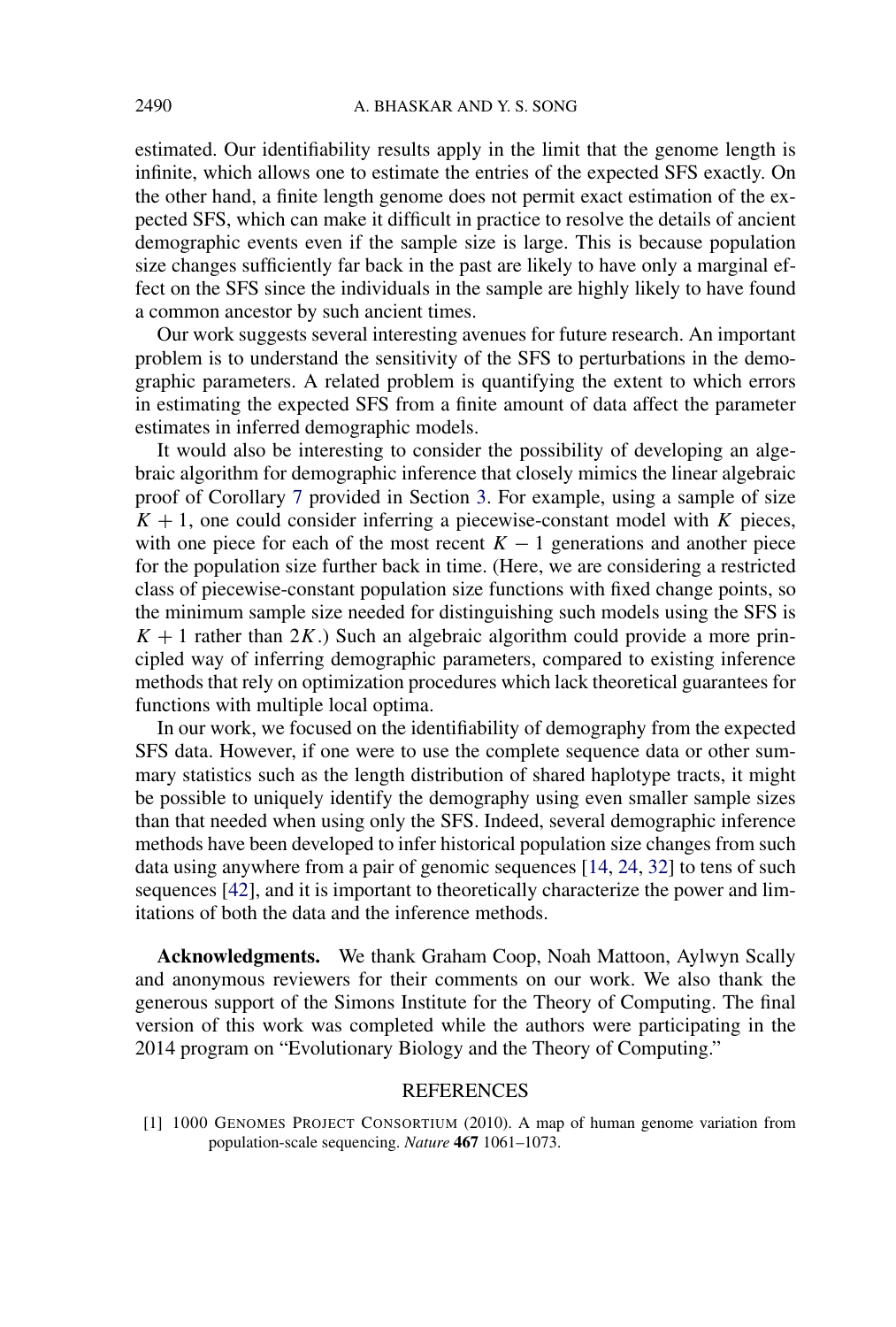estimated. Our identifiability results apply in the limit that the genome length is infinite, which allows one to estimate the entries of the expected SFS exactly. On the other hand, a finite length genome does not permit exact estimation of the expected SFS, which can make it difficult in practice to resolve the details of ancient demographic events even if the sample size is large. This is because population size changes sufficiently far back in the past are likely to have only a marginal effect on the SFS since the individuals in the sample are highly likely to have found a common ancestor by such ancient times.

Our work suggests several interesting avenues for future research. An important problem is to understand the sensitivity of the SFS to perturbations in the demographic parameters. A related problem is quantifying the extent to which errors in estimating the expected SFS from a finite amount of data affect the parameter estimates in inferred demographic models.

It would also be interesting to consider the possibility of developing an algebraic algorithm for demographic inference that closely mimics the linear algebraic proof of Corollary 7 provided in Section 3. For example, using a sample of size $K + 1$, one could consider inferring a piecewise-constant model with $K$ pieces, with one piece for each of the most recent $K - 1$ generations and another piece for the population size further back in time. (Here, we are considering a restricted class of piecewise-constant population size functions with fixed change points, so the minimum sample size needed for distinguishing such models using the SFS is $K + 1$ rather than $2K$.) Such an algebraic algorithm could provide a more principled way of inferring demographic parameters, compared to existing inference methods that rely on optimization procedures which lack theoretical guarantees for functions with multiple local optima.

In our work, we focused on the identifiability of demography from the expected SFS data. However, if one were to use the complete sequence data or other summary statistics such as the length distribution of shared haplotype tracts, it might be possible to uniquely identify the demography using even smaller sample sizes than that needed when using only the SFS. Indeed, several demographic inference methods have been developed to infer historical population size changes from such data using anywhere from a pair of genomic sequences [14, 24, 32] to tens of such sequences [42], and it is important to theoretically characterize the power and limitations of both the data and the inference methods.

**Acknowledgments.** We thank Graham Coop, Noah Mattoon, Aylwyn Scally and anonymous reviewers for their comments on our work. We also thank the generous support of the Simons Institute for the Theory of Computing. The final version of this work was completed while the authors were participating in the 2014 program on "Evolutionary Biology and the Theory of Computing."

## REFERENCES

[1] 1000 GENOMES PROJECT CONSORTIUM (2010). A map of human genome variation from population-scale sequencing. *Nature* **467** 1061–1073.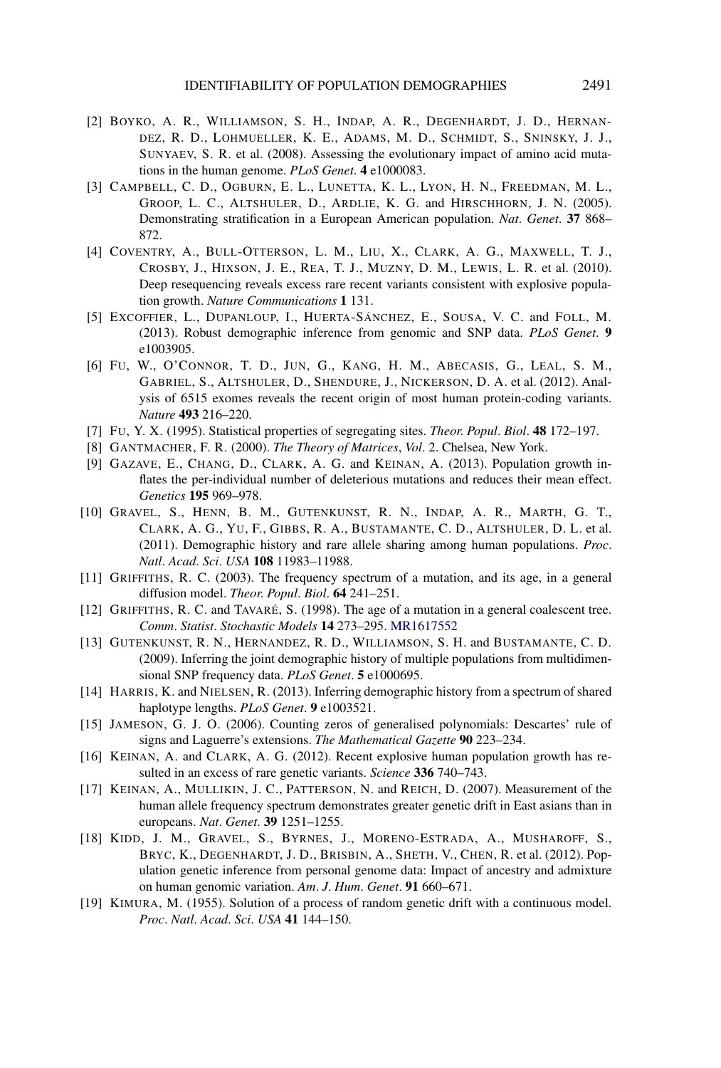[2] Boyko, A. R., Williamson, S. H., Indap, A. R., Degenhardt, J. D., Hernandez, R. D., Lohmueller, K. E., Adams, M. D., Schmidt, S., Sninsky, J. J., Sunyaev, S. R. et al. (2008). Assessing the evolutionary impact of amino acid mutations in the human genome. *PLoS Genet*. **4** e1000083.

[3] Campbell, C. D., Ogburn, E. L., Lunetta, K. L., Lyon, H. N., Freedman, M. L., Groop, L. C., Altshuler, D., Ardlie, K. G. and Hirschhorn, J. N. (2005). Demonstrating stratification in a European American population. *Nat. Genet*. **37** 868–872.

[4] Coventry, A., Bull-Otterson, L. M., Liu, X., Clark, A. G., Maxwell, T. J., Crosby, J., Hixson, J. E., Rea, T. J., Muzny, D. M., Lewis, L. R. et al. (2010). Deep resequencing reveals excess rare recent variants consistent with explosive population growth. *Nature Communications* **1** 131.

[5] Excoffier, L., Dupanloup, I., Huerta-Sánchez, E., Sousa, V. C. and Foll, M. (2013). Robust demographic inference from genomic and SNP data. *PLoS Genet*. **9** e1003905.

[6] Fu, W., O'Connor, T. D., Jun, G., Kang, H. M., Abecasis, G., Leal, S. M., Gabriel, S., Altshuler, D., Shendure, J., Nickerson, D. A. et al. (2012). Analysis of 6515 exomes reveals the recent origin of most human protein-coding variants. *Nature* **493** 216–220.

[7] Fu, Y. X. (1995). Statistical properties of segregating sites. *Theor. Popul. Biol*. **48** 172–197.

[8] Gantmacher, F. R. (2000). *The Theory of Matrices*, *Vol*. 2. Chelsea, New York.

[9] Gazave, E., Chang, D., Clark, A. G. and Keinan, A. (2013). Population growth inflates the per-individual number of deleterious mutations and reduces their mean effect. *Genetics* **195** 969–978.

[10] Gravel, S., Henn, B. M., Gutenkunst, R. N., Indap, A. R., Marth, G. T., Clark, A. G., Yu, F., Gibbs, R. A., Bustamante, C. D., Altshuler, D. L. et al. (2011). Demographic history and rare allele sharing among human populations. *Proc. Natl. Acad. Sci. USA* **108** 11983–11988.

[11] Griffiths, R. C. (2003). The frequency spectrum of a mutation, and its age, in a general diffusion model. *Theor. Popul. Biol*. **64** 241–251.

[12] Griffiths, R. C. and Tavaré, S. (1998). The age of a mutation in a general coalescent tree. *Comm. Statist. Stochastic Models* **14** 273–295. MR1617552

[13] Gutenkunst, R. N., Hernandez, R. D., Williamson, S. H. and Bustamante, C. D. (2009). Inferring the joint demographic history of multiple populations from multidimensional SNP frequency data. *PLoS Genet*. **5** e1000695.

[14] Harris, K. and Nielsen, R. (2013). Inferring demographic history from a spectrum of shared haplotype lengths. *PLoS Genet*. **9** e1003521.

[15] Jameson, G. J. O. (2006). Counting zeros of generalised polynomials: Descartes' rule of signs and Laguerre's extensions. *The Mathematical Gazette* **90** 223–234.

[16] Keinan, A. and Clark, A. G. (2012). Recent explosive human population growth has resulted in an excess of rare genetic variants. *Science* **336** 740–743.

[17] Keinan, A., Mullikin, J. C., Patterson, N. and Reich, D. (2007). Measurement of the human allele frequency spectrum demonstrates greater genetic drift in East asians than in europeans. *Nat. Genet*. **39** 1251–1255.

[18] Kidd, J. M., Gravel, S., Byrnes, J., Moreno-Estrada, A., Musharoff, S., Bryc, K., Degenhardt, J. D., Brisbin, A., Sheth, V., Chen, R. et al. (2012). Population genetic inference from personal genome data: Impact of ancestry and admixture on human genomic variation. *Am. J. Hum. Genet*. **91** 660–671.

[19] Kimura, M. (1955). Solution of a process of random genetic drift with a continuous model. *Proc. Natl. Acad. Sci. USA* **41** 144–150.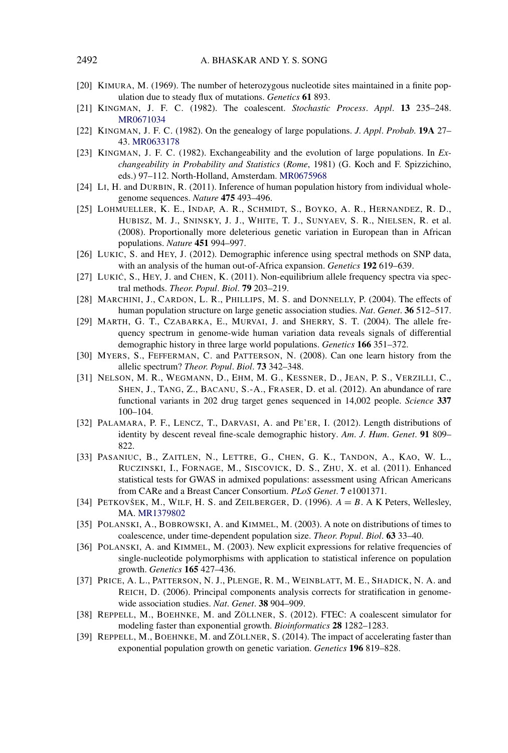[20] KIMURA, M. (1969). The number of heterozygous nucleotide sites maintained in a finite population due to steady flux of mutations. *Genetics* **61** 893.

[21] KINGMAN, J. F. C. (1982). The coalescent. *Stochastic Process*. *Appl*. **13** 235–248. MR0671034

[22] KINGMAN, J. F. C. (1982). On the genealogy of large populations. *J*. *Appl*. *Probab*. **19A** 27–43. MR0633178

[23] KINGMAN, J. F. C. (1982). Exchangeability and the evolution of large populations. In *Exchangeability in Probability and Statistics* (*Rome*, 1981) (G. Koch and F. Spizzichino, eds.) 97–112. North-Holland, Amsterdam. MR0675968

[24] LI, H. and DURBIN, R. (2011). Inference of human population history from individual whole-genome sequences. *Nature* **475** 493–496.

[25] LOHMUELLER, K. E., INDAP, A. R., SCHMIDT, S., BOYKO, A. R., HERNANDEZ, R. D., HUBISZ, M. J., SNINSKY, J. J., WHITE, T. J., SUNYAEV, S. R., NIELSEN, R. et al. (2008). Proportionally more deleterious genetic variation in European than in African populations. *Nature* **451** 994–997.

[26] LUKIC, S. and HEY, J. (2012). Demographic inference using spectral methods on SNP data, with an analysis of the human out-of-Africa expansion. *Genetics* **192** 619–639.

[27] LUKIĆ, S., HEY, J. and CHEN, K. (2011). Non-equilibrium allele frequency spectra via spectral methods. *Theor*. *Popul*. *Biol*. **79** 203–219.

[28] MARCHINI, J., CARDON, L. R., PHILLIPS, M. S. and DONNELLY, P. (2004). The effects of human population structure on large genetic association studies. *Nat*. *Genet*. **36** 512–517.

[29] MARTH, G. T., CZABARKA, E., MURVAI, J. and SHERRY, S. T. (2004). The allele frequency spectrum in genome-wide human variation data reveals signals of differential demographic history in three large world populations. *Genetics* **166** 351–372.

[30] MYERS, S., FEFFERMAN, C. and PATTERSON, N. (2008). Can one learn history from the allelic spectrum? *Theor*. *Popul*. *Biol*. **73** 342–348.

[31] NELSON, M. R., WEGMANN, D., EHM, M. G., KESSNER, D., JEAN, P. S., VERZILLI, C., SHEN, J., TANG, Z., BACANU, S.-A., FRASER, D. et al. (2012). An abundance of rare functional variants in 202 drug target genes sequenced in 14,002 people. *Science* **337** 100–104.

[32] PALAMARA, P. F., LENCZ, T., DARVASI, A. and PE'ER, I. (2012). Length distributions of identity by descent reveal fine-scale demographic history. *Am*. *J*. *Hum*. *Genet*. **91** 809–822.

[33] PASANIUC, B., ZAITLEN, N., LETTRE, G., CHEN, G. K., TANDON, A., KAO, W. L., RUCZINSKI, I., FORNAGE, M., SISCOVICK, D. S., ZHU, X. et al. (2011). Enhanced statistical tests for GWAS in admixed populations: assessment using African Americans from CARe and a Breast Cancer Consortium. *PLoS Genet*. **7** e1001371.

[34] PETKOVŠEK, M., WILF, H. S. and ZEILBERGER, D. (1996). $A = B$. A K Peters, Wellesley, MA. MR1379802

[35] POLANSKI, A., BOBROWSKI, A. and KIMMEL, M. (2003). A note on distributions of times to coalescence, under time-dependent population size. *Theor*. *Popul*. *Biol*. **63** 33–40.

[36] POLANSKI, A. and KIMMEL, M. (2003). New explicit expressions for relative frequencies of single-nucleotide polymorphisms with application to statistical inference on population growth. *Genetics* **165** 427–436.

[37] PRICE, A. L., PATTERSON, N. J., PLENGE, R. M., WEINBLATT, M. E., SHADICK, N. A. and REICH, D. (2006). Principal components analysis corrects for stratification in genome-wide association studies. *Nat*. *Genet*. **38** 904–909.

[38] REPPELL, M., BOEHNKE, M. and ZÖLLNER, S. (2012). FTEC: A coalescent simulator for modeling faster than exponential growth. *Bioinformatics* **28** 1282–1283.

[39] REPPELL, M., BOEHNKE, M. and ZÖLLNER, S. (2014). The impact of accelerating faster than exponential population growth on genetic variation. *Genetics* **196** 819–828.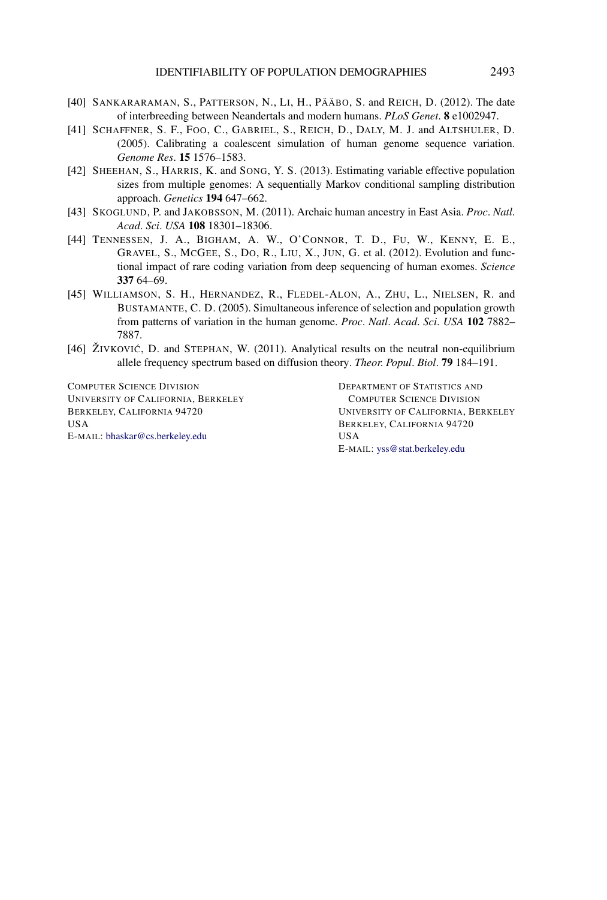[40] Sankararaman, S., Patterson, N., Li, H., Pääbo, S. and Reich, D. (2012). The date of interbreeding between Neandertals and modern humans. *PLoS Genet*. **8** e1002947.

[41] Schaffner, S. F., Foo, C., Gabriel, S., Reich, D., Daly, M. J. and Altshuler, D. (2005). Calibrating a coalescent simulation of human genome sequence variation. *Genome Res*. **15** 1576–1583.

[42] Sheehan, S., Harris, K. and Song, Y. S. (2013). Estimating variable effective population sizes from multiple genomes: A sequentially Markov conditional sampling distribution approach. *Genetics* **194** 647–662.

[43] Skoglund, P. and Jakobsson, M. (2011). Archaic human ancestry in East Asia. *Proc. Natl. Acad. Sci. USA* **108** 18301–18306.

[44] Tennessen, J. A., Bigham, A. W., O'Connor, T. D., Fu, W., Kenny, E. E., Gravel, S., McGee, S., Do, R., Liu, X., Jun, G. et al. (2012). Evolution and functional impact of rare coding variation from deep sequencing of human exomes. *Science* **337** 64–69.

[45] Williamson, S. H., Hernandez, R., Fledel-Alon, A., Zhu, L., Nielsen, R. and Bustamante, C. D. (2005). Simultaneous inference of selection and population growth from patterns of variation in the human genome. *Proc. Natl. Acad. Sci. USA* **102** 7882–7887.

[46] Živković, D. and Stephan, W. (2011). Analytical results on the neutral non-equilibrium allele frequency spectrum based on diffusion theory. *Theor. Popul. Biol*. **79** 184–191.

Computer Science Division
University of California, Berkeley
Berkeley, California 94720
USA
E-mail: bhaskar@cs.berkeley.edu

Department of Statistics and
Computer Science Division
University of California, Berkeley
Berkeley, California 94720
USA
E-mail: yss@stat.berkeley.edu